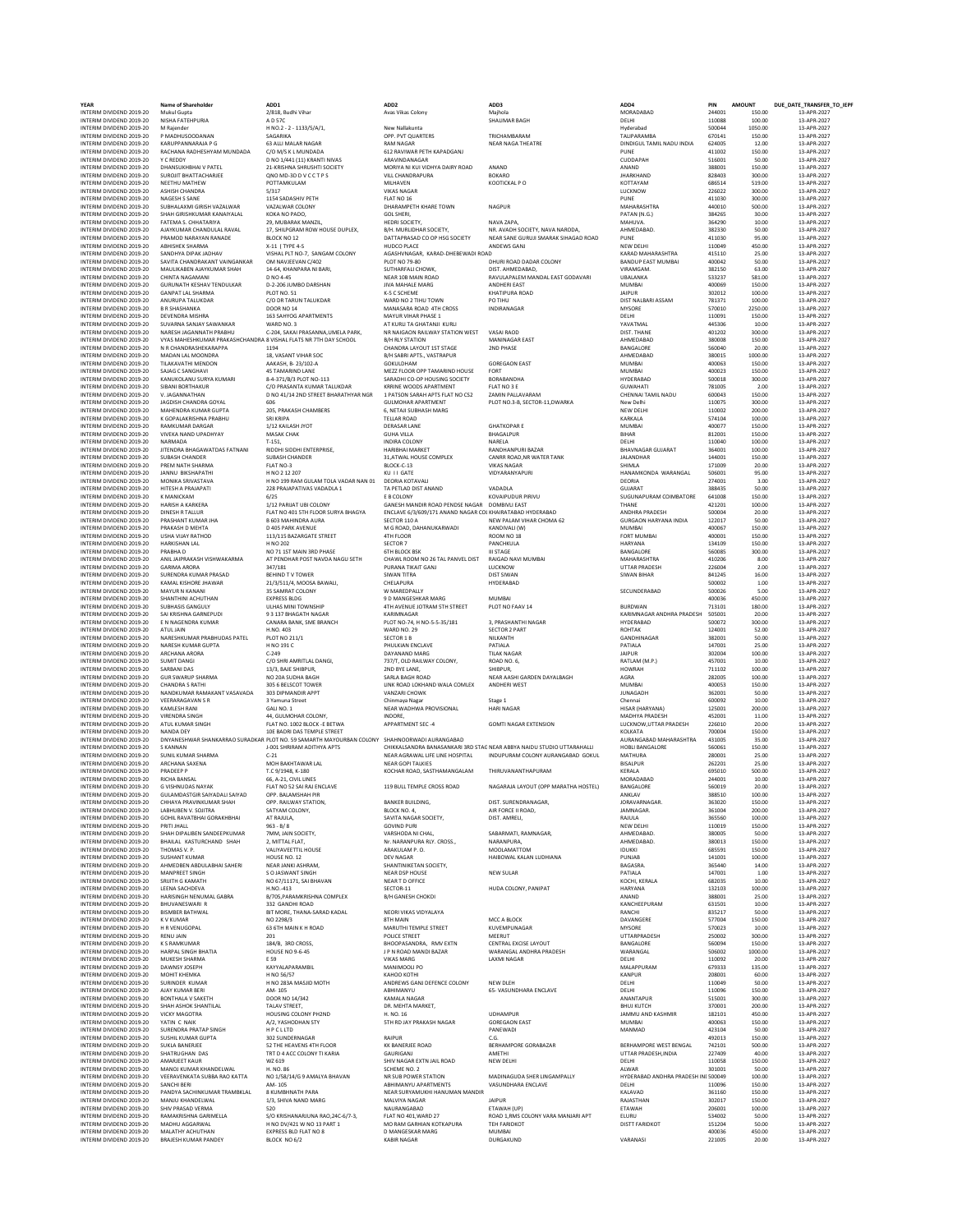| YEAR | Name of Shareholder | ADD1 | ADD2 | ADD3 | ADD4 | PIN | AMOUNT | DUE_DATE_TRANSFER_TO_IEPF |
|---|---|---|---|---|---|---|---|---|
| INTERIM DIVIDEND 2019-20 | Mukul Gupta | 2/818, Budhi Vihar | Avas Vikas Colony | Majhola | MORADABAD | 244001 | 150.00 | 13-APR-2027 |
| INTERIM DIVIDEND 2019-20 | NISHA FATEHPURIA | A D 57C | | SHALIMAR BAGH | DELHI | 110088 | 100.00 | 13-APR-2027 |
| INTERIM DIVIDEND 2019-20 | M Rajender | H NO.2 - 2 - 1133/5/A/1, | New Nallakunta | | Hyderabad | 500044 | 1050.00 | 13-APR-2027 |
| INTERIM DIVIDEND 2019-20 | P MADHUSOODANAN | SAGARIKA | OPP. PVT QUARTERS | TRICHAMBARAM | TALIPARAMBA | 670141 | 150.00 | 13-APR-2027 |
| INTERIM DIVIDEND 2019-20 | KARUPPANNARAJA P G | 63 ALLI MALAR NAGAR | RAM NAGAR | NEAR NAGA THEATRE | DINDIGUL TAMIL NADU INDIA | 624005 | 12.00 | 13-APR-2027 |
| INTERIM DIVIDEND 2019-20 | RACHANA RADHESHYAM MUNDADA | C/O M/S K L MUNDADA | 612 RAVIWAR PETH KAPADGANJ | | PUNE | 411002 | 150.00 | 13-APR-2027 |
| INTERIM DIVIDEND 2019-20 | Y C REDDY | D NO 1/441 (11) KRANTI NIVAS | ARAVINDANAGAR | | CUDDAPAH | 516001 | 50.00 | 13-APR-2027 |
| INTERIM DIVIDEND 2019-20 | DHANSUKHBHAI V PATEL | 21-KRISHNA SHRUSHTI SOCIETY | MORIYA NI KUI VIDHYA DAIRY ROAD | ANAND | ANAND | 388001 | 150.00 | 13-APR-2027 |
| INTERIM DIVIDEND 2019-20 | SUROJIT BHATTACHARJEE | QNO MD-3D D V C C T P S | VILL CHANDRAPURA | BOKARO | JHARKHAND | 828403 | 300.00 | 13-APR-2027 |
| INTERIM DIVIDEND 2019-20 | NEETHU MATHEW | POTTAMKULAM | MILHAVEN | KOOTICKAL P O | KOTTAYAM | 686514 | 519.00 | 13-APR-2027 |
| INTERIM DIVIDEND 2019-20 | ASHISH CHANDRA | 5/317 | VIKAS NAGAR | | LUCKNOW | 226022 | 300.00 | 13-APR-2027 |
| INTERIM DIVIDEND 2019-20 | NAGESH S SANE | 1154 SADASHIV PETH | FLAT NO 16 | | PUNE | 411030 | 300.00 | 13-APR-2027 |
| INTERIM DIVIDEND 2019-20 | SUBHALAXMI GIRISH VAZALWAR | VAZALWAR COLONY | DHARAMPETH KHARE TOWN | NAGPUR | MAHARASHTRA | 440010 | 500.00 | 13-APR-2027 |
| INTERIM DIVIDEND 2019-20 | SHAH GIRISHKUMAR KANAIYALAL | KOKA NO PADO, | GOL SHERI, | | PATAN (N.G.) | 384265 | 30.00 | 13-APR-2027 |
| INTERIM DIVIDEND 2019-20 | FATEMA S. CHHATARIYA | 29, MUBARAK MANZIL, | HEDRI SOCIETY, | NAVA ZAPA, | MAHUVA. | 364290 | 10.00 | 13-APR-2027 |
| INTERIM DIVIDEND 2019-20 | AJAYKUMAR CHANDULAL RAVAL | 17, SHILPGRAM ROW HOUSE DUPLEX, | B/H. MURLIDHAR SOCIETY, | NR. AVADH SOCIETY, NAVA NARODA, | AHMEDABAD. | 382330 | 50.00 | 13-APR-2027 |
| INTERIM DIVIDEND 2019-20 | PRAMOD NARAYAN RANADE | BLOCK NO 12 | DATTAPRASAD CO OP HSG SOCIETY | NEAR SANE GURUJI SMARAK SIHAGAD ROAD | PUNE | 411030 | 95.00 | 13-APR-2027 |
| INTERIM DIVIDEND 2019-20 | ABHISHEK SHARMA | X-11 \| TYPE 4-S | HUDCO PLACE | ANDEWS GANJ | NEW DELHI | 110049 | 450.00 | 13-APR-2027 |
| INTERIM DIVIDEND 2019-20 | SANDHYA DIPAK JADHAV | VISHAL PLT NO-7, SANGAM COLONY | AGASHIVNAGAR, KARAD-DHEBEWADI ROAD | | KARAD MAHARASHTRA | 415110 | 25.00 | 13-APR-2027 |
| INTERIM DIVIDEND 2019-20 | SAVITA CHANDRAKANT VAINGANKAR | OM NAVJEEVAN C/402 | PLOT NO 79-80 | DHURI ROAD DADAR COLONY | BANDUP EAST MUMBAI | 400042 | 50.00 | 13-APR-2027 |
| INTERIM DIVIDEND 2019-20 | MAULIKABEN AJAYKUMAR SHAH | 14-64, KHANPARA NI BARI, | SUTHARFALI CHOWK, | DIST. AHMEDABAD, | VIRAMGAM. | 382150 | 63.00 | 13-APR-2027 |
| INTERIM DIVIDEND 2019-20 | CHINTA NAGAMANI | D NO 4-45 | NEAR 108 MAIN ROAD | RAVULAPALEM MANDAL EAST GODAVARI | UBALANKA | 533237 | 581.00 | 13-APR-2027 |
| INTERIM DIVIDEND 2019-20 | GURUNATH KESHAV TENDULKAR | D-2-206 JUMBO DARSHAN | JIVA MAHALE MARG | ANDHERI EAST | MUMBAI | 400069 | 150.00 | 13-APR-2027 |
| INTERIM DIVIDEND 2019-20 | GANPAT LAL SHARMA | PLOT NO. 51 | K-5 C SCHEME | KHATIPURA ROAD | JAIPUR | 302012 | 100.00 | 13-APR-2027 |
| INTERIM DIVIDEND 2019-20 | ANURUPA TALUKDAR | C/O DR TARUN TALUKDAR | WARD NO 2 TIHU TOWN | PO TIHU | DIST NALBARI ASSAM | 781371 | 100.00 | 13-APR-2027 |
| INTERIM DIVIDEND 2019-20 | B R SHASHANKA | DOOR NO 14 | MANASARA ROAD 4TH CROSS | INDIRANAGAR | MYSORE | 570010 | 2250.00 | 13-APR-2027 |
| INTERIM DIVIDEND 2019-20 | DEVENDRA MISHRA | 163 SAHYOG APARTMENTS | MAYUR VIHAR PHASE 1 | | DELHI | 110091 | 150.00 | 13-APR-2027 |
| INTERIM DIVIDEND 2019-20 | SUVARNA SANJAY SAWANKAR | WARD NO. 3 | AT KURLI TA GHATANJI KURLI | | YAVATMAL | 445306 | 10.00 | 13-APR-2027 |
| INTERIM DIVIDEND 2019-20 | NARESH JAGANNATH PRABHU | C-204, SAKAI PRASANNA,UMELA PARK, | NR NAIGAON RAILWAY STATION WEST | VASAI ROAD | DIST. THANE | 401202 | 300.00 | 13-APR-2027 |
| INTERIM DIVIDEND 2019-20 | VYAS MAHESHKUMAR PRAKASHCHANDRA | 8 VISHAL FLATS NR 7TH DAY SCHOOL | B/H RLY STATION | MANINAGAR EAST | AHMEDABAD | 380008 | 150.00 | 13-APR-2027 |
| INTERIM DIVIDEND 2019-20 | N R CHANDRASHEKARAPPA | 1194 | CHANDRA LAYOUT 1ST STAGE | 2ND PHASE | BANGALORE | 560040 | 20.00 | 13-APR-2027 |
| INTERIM DIVIDEND 2019-20 | MADAN LAL MOONDRA | 18, VASANT VIHAR SOC | B/H SABRI APTS., VASTRAPUR | | AHMEDABAD | 380015 | 1000.00 | 13-APR-2027 |
| INTERIM DIVIDEND 2019-20 | TILAKAVATHI MENDON | AAKASH, B- 23/102-A | GOKULDHAM | GOREGAON EAST | MUMBAI | 400063 | 150.00 | 13-APR-2027 |
| INTERIM DIVIDEND 2019-20 | SAJAG C SANGHAVI | 45 TAMARIND LANE | MEZZ FLOOR OPP TAMARIND HOUSE | FORT | MUMBAI | 400023 | 150.00 | 13-APR-2027 |
| INTERIM DIVIDEND 2019-20 | KANUKOLANU SURYA KUMARI | 8-4-371/B/3 PLOT NO-113 | SARADHI CO-OP HOUSING SOCIETY | BORABANDHA | HYDERABAD | 500018 | 300.00 | 13-APR-2027 |
| INTERIM DIVIDEND 2019-20 | SIBANI BORTHAKUR | C/O PRASANTA KUMAR TALUKDAR | KRRINE WOODS APARTMENT | FLAT NO 3 E | GUWAHATI | 781005 | 2.00 | 13-APR-2027 |
| INTERIM DIVIDEND 2019-20 | V. JAGANNATHAN | D NO 41/14 2ND STREET BHARATHYAR NGR | 1 PATSON SARAH APTS FLAT NO CS2 | ZAMIN PALLAVARAM | CHENNAI TAMIL NADU | 600043 | 150.00 | 13-APR-2027 |
| INTERIM DIVIDEND 2019-20 | JAGDISH CHANDRA GOYAL | 606 | GULMOHAR APARTMENT | PLOT NO.3-B, SECTOR-11,DWARKA | New Delhi | 110075 | 300.00 | 13-APR-2027 |
| INTERIM DIVIDEND 2019-20 | MAHENDRA KUMAR GUPTA | 205, PRAKASH CHAMBERS | 6, NETAJI SUBHASH MARG | | NEW DELHI | 110002 | 200.00 | 13-APR-2027 |
| INTERIM DIVIDEND 2019-20 | K GOPALAKRISHNA PRABHU | SRI KRIPA | TELLAR ROAD | | KARKALA | 574104 | 100.00 | 13-APR-2027 |
| INTERIM DIVIDEND 2019-20 | RAMKUMAR DARGAR | 1/12 KAILASH JYOT | DERASAR LANE | GHATKOPAR E | MUMBAI | 400077 | 150.00 | 13-APR-2027 |
| INTERIM DIVIDEND 2019-20 | VIVEKA NAND UPADHYAY | MASAK CHAK | GUHA VILLA | BHAGALPUR | BIHAR | 812001 | 150.00 | 13-APR-2027 |
| INTERIM DIVIDEND 2019-20 | NARMADA | T-151, | INDIRA COLONY | NARELA | DELHI | 110040 | 100.00 | 13-APR-2027 |
| INTERIM DIVIDEND 2019-20 | JITENDRA BHAGAWATDAS FATNANI | RIDDHI SIDDHI ENTERPRISE, | HARIBHAI MARKET | RANDHANPURI BAZAR | BHAVNAGAR GUJARAT | 364001 | 100.00 | 13-APR-2027 |
| INTERIM DIVIDEND 2019-20 | SUBASH CHANDER | SUBASH CHANDER | 31,ATWAL HOUSE COMPLEX | CANRR ROAD,NR WATER TANK | JALANDHAR | 144001 | 150.00 | 13-APR-2027 |
| INTERIM DIVIDEND 2019-20 | PREM NATH SHARMA | FLAT NO-3 | BLOCK-C-13 | VIKAS NAGAR | SHIMLA | 171009 | 20.00 | 13-APR-2027 |
| INTERIM DIVIDEND 2019-20 | JANNU BIKSHAPATHI | H NO 2 12 207 | KU I I GATE | VIDYARANYAPURI | HANAMKONDA WARANGAL | 506001 | 95.00 | 13-APR-2027 |
| INTERIM DIVIDEND 2019-20 | MONIKA SRIVASTAVA | H NO 199 RAM GULAM TOLA VADAR NAN 01 | DEORIA KOTAVALI | | DEORIA | 274001 | 3.00 | 13-APR-2027 |
| INTERIM DIVIDEND 2019-20 | HITESH A PRAJAPATI | 228 PRAJAPATIVAS VADADLA 1 | TA PETLAD DIST ANAND | VADADLA | GUJARAT | 388435 | 50.00 | 13-APR-2027 |
| INTERIM DIVIDEND 2019-20 | K MANICKAM | 6/25 | E B COLONY | KOVAIPUDUR PIRIVU | SUGUNAPURAM COIMBATORE | 641008 | 150.00 | 13-APR-2027 |
| INTERIM DIVIDEND 2019-20 | HARISH A KARKERA | 1/12 PARIJAT UBI COLONY | GANESH MANDIR ROAD PENDSE NAGAR | DOMBIVLI EAST | THANE | 421201 | 100.00 | 13-APR-2027 |
| INTERIM DIVIDEND 2019-20 | DINESH R TALLUR | FLAT NO 401 5TH FLOOR SURYA BHAGYA | ENCLAVE 6/3/609/171 ANAND NAGAR COL | KHAIRATABAD HYDERABAD | ANDHRA PRADESH | 500004 | 20.00 | 13-APR-2027 |
| INTERIM DIVIDEND 2019-20 | PRASHANT KUMAR JHA | B 603 MAHINDRA AURA | SECTOR 110 A | NEW PALAM VIHAR CHOMA 62 | GURGAON HARYANA INDIA | 122017 | 50.00 | 13-APR-2027 |
| INTERIM DIVIDEND 2019-20 | PRAKASH D MEHTA | D 405 PARK AVENUE | M G ROAD, DAHANUKARWADI | KANDIVALI (W) | MUMBAI | 400067 | 150.00 | 13-APR-2027 |
| INTERIM DIVIDEND 2019-20 | USHA VIJAY RATHOD | 113/115 BAZARGATE STREET | 4TH FLOOR | ROOM NO 18 | FORT MUMBAI | 400001 | 150.00 | 13-APR-2027 |
| INTERIM DIVIDEND 2019-20 | HARKISHAN LAL | H NO 202 | SECTOR 7 | PANCHKULA | HARYANA | 134109 | 150.00 | 13-APR-2027 |
| INTERIM DIVIDEND 2019-20 | PRABHA O | NO 71 1ST MAIN 3RD PHASE | 6TH BLOCK BSK | III STAGE | BANGALORE | 560085 | 300.00 | 13-APR-2027 |
| INTERIM DIVIDEND 2019-20 | ANIL JAIPRAKASH VISHWAKARMA | AT PENDHAR POST NAVDA NAGU SETH | CHAWL ROOM NO 26 TAL PANVEL DIST | RAIGAD NAVI MUMBAI | MAHARASHTRA | 410206 | 8.00 | 13-APR-2027 |
| INTERIM DIVIDEND 2019-20 | GARIMA ARORA | 347/181 | PURANA TIKAIT GANJ | LUCKNOW | UTTAR PRADESH | 226004 | 2.00 | 13-APR-2027 |
| INTERIM DIVIDEND 2019-20 | SURENDRA KUMAR PRASAD | BEHIND T V TOWER | SIWAN TITRA | DIST SIWAN | SIWAN BIHAR | 841245 | 16.00 | 13-APR-2027 |
| INTERIM DIVIDEND 2019-20 | KAMAL KISHORE JHAWAR | 21/3/511/4, MOOSA BAWALI, | CHELAPURA | HYDERABAD | | 500002 | 1.00 | 13-APR-2027 |
| INTERIM DIVIDEND 2019-20 | MAYUR N KANANI | 35 SAMRAT COLONY | W MAREDPALLY | | SECUNDERABAD | 500026 | 5.00 | 13-APR-2027 |
| INTERIM DIVIDEND 2019-20 | SHANTHINI ACHUTHAN | EXPRESS BLDG | 9 D MANGESHKAR MARG | MUMBAI | | 400036 | 450.00 | 13-APR-2027 |
| INTERIM DIVIDEND 2019-20 | SUBHASIS GANGULY | ULHAS MINI TOWNSHIP | 4TH AVENUE 10TRAM 5TH STREET | PLOT NO FAAV 14 | BURDWAN | 713101 | 180.00 | 13-APR-2027 |
| INTERIM DIVIDEND 2019-20 | SAI KRISHNA GARNEPUDI | 9 3 137 BHAGATH NAGAR | KARIMNAGAR | | KARIMNAGAR ANDHRA PRADESH | 505001 | 20.00 | 13-APR-2027 |
| INTERIM DIVIDEND 2019-20 | E N NAGENDRA KUMAR | CANARA BANK, SME BRANCH | PLOT NO-74, H NO-5-5-35/181 | 3, PRASHANTHI NAGAR | HYDERABAD | 500072 | 300.00 | 13-APR-2027 |
| INTERIM DIVIDEND 2019-20 | ATUL JAIN | H.NO. 403 | WARD NO. 29 | SECTOR 2 PART | ROHTAK | 124001 | 52.00 | 13-APR-2027 |
| INTERIM DIVIDEND 2019-20 | NARESHKUMAR PRABHUDAS PATEL | PLOT NO 211/1 | SECTOR 1 B | NILKANTH | GANDHINAGAR | 382001 | 50.00 | 13-APR-2027 |
| INTERIM DIVIDEND 2019-20 | NARESH KUMAR GUPTA | H NO 191 C | PHULKIAN ENCLAVE | PATIALA | PATIALA | 147001 | 25.00 | 13-APR-2027 |
| INTERIM DIVIDEND 2019-20 | ARCHANA ARORA | C-249 | DAYANAND MARG | TILAK NAGAR | JAIPUR | 302004 | 100.00 | 13-APR-2027 |
| INTERIM DIVIDEND 2019-20 | SUMIT DANGI | C/O SHRI AMRITLAL DANGI, | 737/T, OLD RAILWAY COLONY, | ROAD NO. 6, | RATLAM (M.P.) | 457001 | 10.00 | 13-APR-2027 |
| INTERIM DIVIDEND 2019-20 | SARBANI DAS | 13/3, BAJE SHIBPUR, | 2ND BYE LANE, | SHIBPUR, | HOWRAH | 711102 | 100.00 | 13-APR-2027 |
| INTERIM DIVIDEND 2019-20 | GUR SWARUP SHARMA | NO 20A SUDHA BAGH | SARLA BAGH ROAD | NEAR AASHI GARDEN DAYALBAGH | AGRA | 282005 | 100.00 | 13-APR-2027 |
| INTERIM DIVIDEND 2019-20 | CHANDRA S RATHI | 305 6 BELSCOT TOWER | LINK ROAD LOKHAND WALA COMLEX | ANDHERI WEST | MUMBAI | 400053 | 150.00 | 13-APR-2027 |
| INTERIM DIVIDEND 2019-20 | NANDKUMAR RAMAKANT VASAVADA | 303 DIPMANDIR APPT | VANZARI CHOWK | | JUNAGADH | 362001 | 50.00 | 13-APR-2027 |
| INTERIM DIVIDEND 2019-20 | VEERARAGAVAN S R | 3 Yamuna Street | Chinmaya Nagar | Stage 1 | Chennai | 600092 | 10.00 | 13-APR-2027 |
| INTERIM DIVIDEND 2019-20 | KAMLESH RANI | GALI NO. 1 | NEAR WADHWA PROVISIONAL | HARI NAGAR | HISAR (HARYANA) | 125001 | 200.00 | 13-APR-2027 |
| INTERIM DIVIDEND 2019-20 | VIRENDRA SINGH | 44, GULMOHAR COLONY, | INDORE, | | MADHYA PRADESH | 452001 | 11.00 | 13-APR-2027 |
| INTERIM DIVIDEND 2019-20 | ATUL KUMAR SINGH | FLAT NO. 1002 BLOCK -E BETWA | APPARTMENT SEC -4 | GOMTI NAGAR EXTENSION | LUCKNOW,UTTAR PRADESH | 226010 | 20.00 | 13-APR-2027 |
| INTERIM DIVIDEND 2019-20 | NANDA DEY | 10E BADRI DAS TEMPLE STREET | | | KOLKATA | 700004 | 150.00 | 13-APR-2027 |
| INTERIM DIVIDEND 2019-20 | DNYANESHWAR SHANKARRAO SURADKAR | PLOT NO. 59 SAMARTH MAYOURBAN COLONY | SHAHNOORWADI AURANGABAD | | AURANGABAD MAHARASHTRA | 431005 | 35.00 | 13-APR-2027 |
| INTERIM DIVIDEND 2019-20 | S KANNAN | J-001 SHRIRAM ADITHYA APTS | CHIKKALASANDRA BANASANKARI 3RD STAGE | NEAR ABBYA NAIDU STUDIO UTTARAHALLI | HOBLI BANGALORE | 560061 | 150.00 | 13-APR-2027 |
| INTERIM DIVIDEND 2019-20 | SUNIL KUMAR SHARMA | C-21 | NEAR AGRAWAL LIFE LINE HOSPITAL | INDUPURAM COLONY AURANGABAD GOKUL | MATHURA | 280001 | 25.00 | 13-APR-2027 |
| INTERIM DIVIDEND 2019-20 | ARCHANA SAXENA | MOH BAKHTAWAR LAL | NEAR GOPI TALKIES | | BISALPUR | 262201 | 25.00 | 13-APR-2027 |
| INTERIM DIVIDEND 2019-20 | PRADEEP P | T.C 9/1948, K-180 | KOCHAR ROAD, SASTHAMANGALAM | THIRUVANANTHAPURAM | KERALA | 695010 | 500.00 | 13-APR-2027 |
| INTERIM DIVIDEND 2019-20 | RICHA BANSAL | 66, A-21, CIVIL LINES | | | MORADABAD | 244001 | 10.00 | 13-APR-2027 |
| INTERIM DIVIDEND 2019-20 | G VISHNUDAS NAYAK | FLAT NO 52 SAI RAJ ENCLAVE | 119 BULL TEMPLE CROSS ROAD | NAGARAJA LAYOUT (OPP MARATHA HOSTEL) | BANGALORE | 560019 | 20.00 | 13-APR-2027 |
| INTERIM DIVIDEND 2019-20 | GULAMDASTGIR SAIYADALI SAIYAD | OPP. BALAMSHAH PIR | | | ANKLAV | 388510 | 100.00 | 13-APR-2027 |
| INTERIM DIVIDEND 2019-20 | CHHAYA PRAVINKUMAR SHAH | OPP. RAILWAY STATION, | BANKER BUILDING, | DIST. SURENDRANAGAR, | JORAVARNAGAR. | 363020 | 150.00 | 13-APR-2027 |
| INTERIM DIVIDEND 2019-20 | LABHUBEN V. SOJITRA | SATYAM COLONY, | BLOCK NO. 4, | AIR FORCE II ROAD, | JAMNAGAR. | 361004 | 200.00 | 13-APR-2027 |
| INTERIM DIVIDEND 2019-20 | GOHIL RAVATBHAI GORAKHBHAI | AT RAJULA, | SAVITA NAGAR SOCIETY, | DIST. AMRELI, | RAJULA | 365560 | 100.00 | 13-APR-2027 |
| INTERIM DIVIDEND 2019-20 | PRITI JHALL | 963 - B/ 8 | GOVIND PURI | | NEW DELHI | 110019 | 150.00 | 13-APR-2027 |
| INTERIM DIVIDEND 2019-20 | SHAH DIPALIBEN SANDEEPKUMAR | 7MM, JAIN SOCIETY, | VARSHODA NI CHAL, | SABARMATI, RAMNAGAR, | AHMEDABAD. | 380005 | 50.00 | 13-APR-2027 |
| INTERIM DIVIDEND 2019-20 | BHAILAL KASTURCHAND SHAH | 2, MITTAL FLAT, | Nr. NARANPURA RLY. CROSS,, | NARANPURA, | AHMEDABAD. | 380013 | 150.00 | 13-APR-2027 |
| INTERIM DIVIDEND 2019-20 | THOMAS V. P. | VALIYAVEETTIL HOUSE | ARAKULAM P. O. | MOOLAMATTOM | IDUKKI | 685591 | 150.00 | 13-APR-2027 |
| INTERIM DIVIDEND 2019-20 | SUSHANT KUMAR | HOUSE NO. 12 | DEV NAGAR | HAIBOWAL KALAN LUDHIANA | PUNJAB | 141001 | 100.00 | 13-APR-2027 |
| INTERIM DIVIDEND 2019-20 | AHMEDBEN ABDULABHAI SAHERI | NEAR JANKI ASHRAM, | SHANTINIKETAN SOCIETY, | | BAGASRA. | 365440 | 14.00 | 13-APR-2027 |
| INTERIM DIVIDEND 2019-20 | MANPREET SINGH | S O JASWANT SINGH | NEAR DSP HOUSE | NEW SULAR | PATIALA | 147001 | 1.00 | 13-APR-2027 |
| INTERIM DIVIDEND 2019-20 | SRIJITH G KAMATH | NO 67/11171, SAI BHAVAN | NEAR T D OFFICE | | KOCHI, KERALA | 682035 | 10.00 | 13-APR-2027 |
| INTERIM DIVIDEND 2019-20 | LEENA SACHDEVA | H.NO.-413 | SECTOR-11 | HUDA COLONY, PANIPAT | HARYANA | 132103 | 100.00 | 13-APR-2027 |
| INTERIM DIVIDEND 2019-20 | HARISINGH NENUMAL GABRA | B/705,PARAMKRISHNA COMPLEX | B/H GANESH CHOKDI | | ANAND | 388001 | 25.00 | 13-APR-2027 |
| INTERIM DIVIDEND 2019-20 | BHUVANESWARI R | 332 GANDHI ROAD | | | KANCHEEPURAM | 631501 | 10.00 | 13-APR-2027 |
| INTERIM DIVIDEND 2019-20 | BISMBER BATHWAL | BIT MORE, THANA-SARAD KADAL | NEORI VIKAS VIDYALAYA | | RANCHI | 835217 | 50.00 | 13-APR-2027 |
| INTERIM DIVIDEND 2019-20 | K V KUMAR | NO 2298/3 | 8TH MAIN | MCC A BLOCK | DAVANGERE | 577004 | 150.00 | 13-APR-2027 |
| INTERIM DIVIDEND 2019-20 | H R VENUGOPAL | 63 6TH MAIN K H ROAD | MARUTHI TEMPLE STREET | KUVEMPUNAGAR | MYSORE | 570023 | 10.00 | 13-APR-2027 |
| INTERIM DIVIDEND 2019-20 | RENU JAIN | 201 | POLICE STREET | MEERUT | UTTARPRADESH | 250002 | 300.00 | 13-APR-2027 |
| INTERIM DIVIDEND 2019-20 | K S RAMKUMAR | 184/B, 3RD CROSS, | BHOOPASANDRA, RMV EXTN | CENTRAL EXCISE LAYOUT | BANGALORE | 560094 | 150.00 | 13-APR-2027 |
| INTERIM DIVIDEND 2019-20 | HARPAL SINGH BHATIA | HOUSE NO 9-6-45 | J P N ROAD MANDI BAZAR | WARANGAL ANDHRA PRADESH | WARANGAL | 506002 | 1000.00 | 13-APR-2027 |
| INTERIM DIVIDEND 2019-20 | MUKESH SHARMA | E 59 | VIKAS MARG | LAXMI NAGAR | DELHI | 110092 | 20.00 | 13-APR-2027 |
| INTERIM DIVIDEND 2019-20 | DAWNSY JOSEPH | KAYYALAPARAMBIL | MANIMOOLI PO | | MALAPPURAM | 679333 | 135.00 | 13-APR-2027 |
| INTERIM DIVIDEND 2019-20 | MOHIT KHEMKA | H NO 56/57 | KAHOO KOTHI | | KANPUR | 208001 | 60.00 | 13-APR-2027 |
| INTERIM DIVIDEND 2019-20 | SURINDER KUMAR | H NO 283A MASJID MOTH | ANDREWS GANJ DEFENCE COLONY | NEW DLEH | DELHI | 110049 | 50.00 | 13-APR-2027 |
| INTERIM DIVIDEND 2019-20 | AJAY KUMAR BERI | AM- 105 | ABHIMANYU | 65- VASUNDHARA ENCLAVE | DELHI | 110096 | 150.00 | 13-APR-2027 |
| INTERIM DIVIDEND 2019-20 | BONTHALA V SAKETH | DOOR NO 14/342 | KAMALA NAGAR | | ANANTAPUR | 515001 | 300.00 | 13-APR-2027 |
| INTERIM DIVIDEND 2019-20 | SHAH ASHOK SHANTILAL | TALAV STREET, | DR. MEHTA MARKET, | | BHUJ KUTCH | 370001 | 200.00 | 13-APR-2027 |
| INTERIM DIVIDEND 2019-20 | VICKY MAGOTRA | HOUSING COLONY PH2ND | H. NO. 16 | UDHAMPUR | JAMMU AND KASHMIR | 182101 | 450.00 | 13-APR-2027 |
| INTERIM DIVIDEND 2019-20 | YATIN C NAIK | A/2, YASHODHAN STY | 5TH RD JAY PRAKASH NAGAR | GOREGAON EAST | MUMBAI | 400063 | 150.00 | 13-APR-2027 |
| INTERIM DIVIDEND 2019-20 | SURENDRA PRATAP SINGH | H P C L LTD | | PANEWADI | MANMAD | 423104 | 50.00 | 13-APR-2027 |
| INTERIM DIVIDEND 2019-20 | SUSHIL KUMAR GUPTA | 302 SUNDERNAGAR | RAIPUR | C.G. | | 492013 | 150.00 | 13-APR-2027 |
| INTERIM DIVIDEND 2019-20 | SUKLA BANERJEE | 52 THE HEAVENS 4TH FLOOR | KK BANERJEE ROAD | BERHAMPORE GORABAZAR | BERHAMPORE WEST BENGAL | 742101 | 500.00 | 13-APR-2027 |
| INTERIM DIVIDEND 2019-20 | SHATRUGHAN DAS | TRT D 4 ACC COLONY TI KARIA | GAURIGANJ | AMETHI | UTTAR PRADESH,INDIA | 227409 | 40.00 | 13-APR-2027 |
| INTERIM DIVIDEND 2019-20 | AMARJEET KAUR | WZ 619 | SHIV NAGAR EXTN JAIL ROAD | NEW DELHI | DELHI | 110058 | 150.00 | 13-APR-2027 |
| INTERIM DIVIDEND 2019-20 | MANOJ KUMAR KHANDELWAL | H. NO. 86 | SCHEME NO. 2 | | ALWAR | 301001 | 50.00 | 13-APR-2027 |
| INTERIM DIVIDEND 2019-20 | VEERAVENKATA SUBBA RAO KATTA | NO 1/58/14/G 9 AMALYA BHAVAN | NR SUB POWER STATION | MADINAGUDA SHER LINGAMPALLY | HYDERABAD ANDHRA PRADESH INI | 500049 | 100.00 | 13-APR-2027 |
| INTERIM DIVIDEND 2019-20 | SANCHI BERI | AM- 105 | ABHIMANYU APARTMENTS | VASUNDHARA ENCLAVE | DELHI | 110096 | 150.00 | 13-APR-2027 |
| INTERIM DIVIDEND 2019-20 | PANDYA SACHINKUMAR TRAMBKLAL | 8 KUMBHNATH PARA | NEAR SURYAMUKHI HANUMAN MANDIR | | KALAVAD | 361160 | 150.00 | 13-APR-2027 |
| INTERIM DIVIDEND 2019-20 | MANJU KHANDELWAL | 1/3, SHIVA NAND MARG | MALVIYA NAGAR | JAIPUR | RAJASTHAN | 302017 | 150.00 | 13-APR-2027 |
| INTERIM DIVIDEND 2019-20 | SHIV PRASAD VERMA | 520 | NAURANGABAD | ETAWAH (UP) | ETAWAH | 206001 | 100.00 | 13-APR-2027 |
| INTERIM DIVIDEND 2019-20 | RAMAKRISHNA GARIMELLA | S/O KRISHANARJUNA RAO,24C-6/7-3, | FLAT NO 401,WARD 27 | ROAD 1,RMS COLONY VARA MANJARI APT | ELURU | 534002 | 50.00 | 13-APR-2027 |
| INTERIM DIVIDEND 2019-20 | MADHU AGGARWAL | H NO DV/421 W NO 13 PART 1 | MO RAM GARHIAN KOTKAPURA | TEH FARIDKOT | DISTT FARIDKOT | 151204 | 50.00 | 13-APR-2027 |
| INTERIM DIVIDEND 2019-20 | MALATHY ACHUTHAN | EXPRESS BLD FLAT NO 8 | D MANGESKAR MARG | MUMBAI | | 400036 | 450.00 | 13-APR-2027 |
| INTERIM DIVIDEND 2019-20 | BRAJESH KUMAR PANDEY | BLOCK NO 6/2 | KABIR NAGAR | DURGAKUND | VARANASI | 221005 | 20.00 | 13-APR-2027 |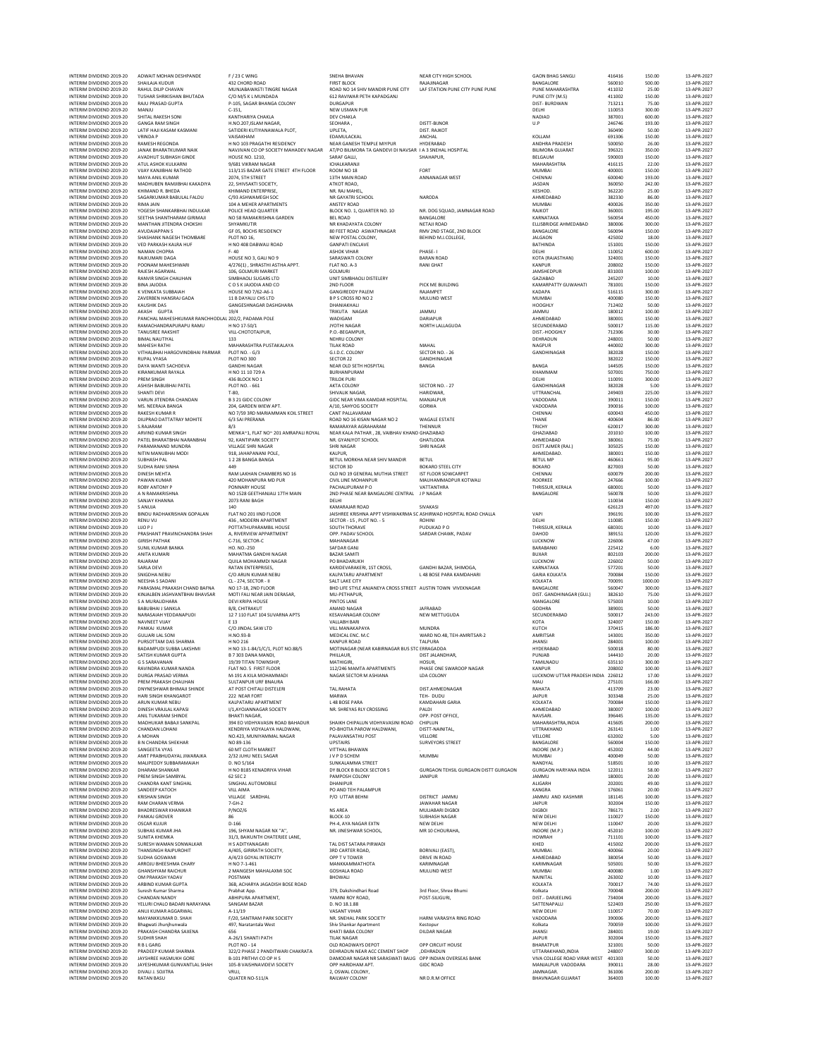| | | | | | | | | | |
|---|---|---|---|---|---|---|---|---|---|
| INTERIM DIVIDEND 2019-20 | ADWAIT MOHAN DESHPANDE | F / 23 C WING | SNEHA BHAVAN | NEAR CITY HIGH SCHOOL | GAON BHAG SANGLI | 416416 | 150.00 | 13-APR-2027 |
| INTERIM DIVIDEND 2019-20 | SHAILAJA KUDUR | 432 CHORD ROAD | FIRST BLOCK | RAJAJINAGAR | BANGALORE | 560010 | 500.00 | 13-APR-2027 |
| INTERIM DIVIDEND 2019-20 | RAHUL DILIP CHAVAN | MUNJABAWASTI TINGRE NAGAR | ROAD NO 14 SHIV MANDIR PUNE CITY | LAF STATION PUNE CITY PUNE PUNE | PUNE MAHARASHTRA | 411032 | 25.00 | 13-APR-2027 |
| INTERIM DIVIDEND 2019-20 | TUSHAR SHRIKISHAN BHUTADA | C/O M/S K L MUNDADA | 612 RAVIWAR PETH KAPADGANJ | | PUNE CITY (M.S) | 411002 | 150.00 | 13-APR-2027 |
| INTERIM DIVIDEND 2019-20 | RAJU PRASAD GUPTA | P-105, SAGAR BHANGA COLONY | DURGAPUR | | DIST- BURDWAN | 713211 | 75.00 | 13-APR-2027 |
| INTERIM DIVIDEND 2019-20 | MANJU | C-151, | NEW USMAN PUR | | DELHI | 110053 | 300.00 | 13-APR-2027 |
| INTERIM DIVIDEND 2019-20 | SHITAL RAKESH SONI | KANTHARIYA CHAKLA | DEV CHAKLA | | NADIAD | 387001 | 600.00 | 13-APR-2027 |
| INTERIM DIVIDEND 2019-20 | GANGA RAM SINGH | H.NO.207,ISLAM NAGAR, | SEOHARA , | DISTT-BIJNOR | U.P | 246746 | 193.00 | 13-APR-2027 |
| INTERIM DIVIDEND 2019-20 | LATIF HAJI KASAM KASMANI | SATIDERI KUTIYANAWALA PLOT, | UPLETA, | DIST. RAJKOT | | 360490 | 50.00 | 13-APR-2027 |
| INTERIM DIVIDEND 2019-20 | VRINDA P | VAISAKHAM | EDAMULACKAL | ANCHAL | KOLLAM | 691306 | 150.00 | 13-APR-2027 |
| INTERIM DIVIDEND 2019-20 | RAMESH REGONDA | H NO 103 PRAGATHI RESIDENCY | NEAR GANESH TEMPLE MIYPUR | HYDERABAD | ANDHRA PRADESH | 500050 | 26.00 | 13-APR-2027 |
| INTERIM DIVIDEND 2019-20 | JANAK BHARATKUMAR NAIK | NAVJIVAN CO OP SOCIETY MAHADEV NAGAR | AT/PO BILIMORA TA GANDEVI DI NAVSAR | I A 3 SNEHAL HOSPITAL | BILIMORA GUJARAT | 396321 | 350.00 | 13-APR-2027 |
| INTERIM DIVIDEND 2019-20 | AVADHUT SUBHASH GINDE | HOUSE NO. 1210, | SARAF GALLI, | SHAHAPUR, | BELGAUM | 590003 | 150.00 | 13-APR-2027 |
| INTERIM DIVIDEND 2019-20 | ATUL ASHOK KULKARNI | 9/681 VIKRAM NAGAR | ICHALKARANJI | | MAHARASHTRA | 416115 | 22.00 | 13-APR-2027 |
| INTERIM DIVIDEND 2019-20 | VIJAY KANJIBHAI RATHOD | 113/115 BAZAR GATE STREET 4TH FLOOR | ROOM NO 18 | FORT | MUMBAI | 400001 | 150.00 | 13-APR-2027 |
| INTERIM DIVIDEND 2019-20 | MAYA ANIL KUMAR | 2074, 5TH STREET | 13TH MAIN ROAD | ANNANAGAR WEST | CHENNAI | 600040 | 193.00 | 13-APR-2027 |
| INTERIM DIVIDEND 2019-20 | MADHUBEN RAMJIBHAI KAKADIYA | 22, SHIVSAKTI SOCIETY, | ATKOT ROAD, | | JASDAN | 360050 | 242.00 | 13-APR-2027 |
| INTERIM DIVIDEND 2019-20 | KHIMAND R. BHEDA | KHIMAND ENTERPRISE, | NR. RAJ MAHEL, | | KESHOD. | 362220 | 25.00 | 13-APR-2027 |
| INTERIM DIVIDEND 2019-20 | SAGARKUMAR BABULAL FALDU | C/93 ASHWAMEGH SOC | NR GAYATRI SCHOOL | NARODA | AHMEDABAD | 382330 | 86.00 | 13-APR-2027 |
| INTERIM DIVIDEND 2019-20 | RIMA JAIN | 104 A MEHER APARTMENTS | ANSTEY ROAD | | MUMBAI | 400026 | 350.00 | 13-APR-2027 |
| INTERIM DIVIDEND 2019-20 | YOGESH SHANKARBHAI INDULKAR | POLICE HEAD QUARTER | BLOCK NO. 1, QUARTER NO. 10 | NR. DOG SQUAD, JAMNAGAR ROAD | RAJKOT | 360001 | 195.00 | 13-APR-2027 |
| INTERIM DIVIDEND 2019-20 | SEETHA SHANTHARAM GIRIMAJI | NO 58 RAMAKRISHNA GARDEN | BEL ROAD | BANGALORE | KARNATAKA | 560054 | 450.00 | 13-APR-2027 |
| INTERIM DIVIDEND 2019-20 | MANTHAN JITENDRA CHOKSHI | SHYAMKUTIR | NR KHADAYATA COLONY | NETAJI ROAD | ELLISBRIDGE AHMEDABAD | 380006 | 300.00 | 13-APR-2027 |
| INTERIM DIVIDEND 2019-20 | AVUDAIAPPAN S | GF 05, BOCHS RESIDENCY | 80 FEET ROAD ASWATHNAGAR | RMV 2ND STAGE, 2ND BLOCK | BANGALORE | 560094 | 150.00 | 13-APR-2027 |
| INTERIM DIVIDEND 2019-20 | SHASHANK NAGESH THOMBARE | PLOT NO 16, | NEW POSTAL COLONY, | BEHIND M.J.COLLEGE, | JALGAON | 425002 | 18.00 | 13-APR-2027 |
| INTERIM DIVIDEND 2019-20 | VED PARKASH KALRA HUF | H NO 408 DABWALI ROAD | GANPATI ENCLAVE | | BATHINDA | 151001 | 150.00 | 13-APR-2027 |
| INTERIM DIVIDEND 2019-20 | NAMAN CHOPRA | F- 40 | ASHOK VIHAR | PHASE- I | DELHI | 110052 | 600.00 | 13-APR-2027 |
| INTERIM DIVIDEND 2019-20 | RAJKUMARI DAGA | HOUSE NO 3, GALI NO 9 | SARASWATI COLONY | BARAN ROAD | KOTA (RAJASTHAN) | 324001 | 150.00 | 13-APR-2027 |
| INTERIM DIVIDEND 2019-20 | POONAM MAHESHWARI | 4/276(1) , SHRASTHI ASTHA APPT. | FLAT NO. A-3 | RANI GHAT | KANPUR | 208002 | 150.00 | 13-APR-2027 |
| INTERIM DIVIDEND 2019-20 | RAJESH AGARWAL | 106, GOLMURI MARKET | GOLMURI | | JAMSHEDPUR | 831003 | 100.00 | 13-APR-2027 |
| INTERIM DIVIDEND 2019-20 | RANVIR SINGH CHAUHAN | SIMBHAOLI SUGARS LTD | UNIT SIMBHAOLI DISTELERY | | GAZIABAD | 245207 | 10.00 | 13-APR-2027 |
| INTERIM DIVIDEND 2019-20 | BINA JAJODIA | C D S K JAJODIA AND CO | 2ND FLOOR | PICK ME BUILDING | KAMARPATTY GUWAHATI | 781001 | 150.00 | 13-APR-2027 |
| INTERIM DIVIDEND 2019-20 | K VENKATA SUBBAIAH | HOUSE NO 7/62-A6-1 | GANGIREDDY PALEM | RAJAMPET | KADAPA | 516115 | 300.00 | 13-APR-2027 |
| INTERIM DIVIDEND 2019-20 | ZAVERBEN HANSRAJ GADA | 11 B DAYALU CHS LTD | B P S CROSS RD NO 2 | MULUND WEST | MUMBAI | 400080 | 150.00 | 13-APR-2027 |
| INTERIM DIVIDEND 2019-20 | KAUSHIK DAS | GANGESHNAGAR DASHGHARA | DHANIAKHALI | | HOOGHLY | 712402 | 50.00 | 13-APR-2027 |
| INTERIM DIVIDEND 2019-20 | AKASH GUPTA | 19/4 | TRIKUTA NAGAR | JAMMU | JAMMU | 180012 | 100.00 | 13-APR-2027 |
| INTERIM DIVIDEND 2019-20 | PANCHAL MAHESHKUMAR RANCHHODLAL | 202/2, PADAMA POLE | WADIGAM | DARIAPUR | AHMEDABAD | 380001 | 150.00 | 13-APR-2027 |
| INTERIM DIVIDEND 2019-20 | RAMACHANDRAPURAPU RAMU | H NO 17-50/1 | JYOTHI NAGAR | NORTH LALLAGUDA | SECUNDERABAD | 500017 | 115.00 | 13-APR-2027 |
| INTERIM DIVIDEND 2019-20 | TANUSREE RAKSHIT | VILL-CHOTOTAJPUR, | P.O.-BEGAMPUR, | | DIST.-HOOGHLY | 712306 | 30.00 | 13-APR-2027 |
| INTERIM DIVIDEND 2019-20 | BIMAL NAUTIYAL | 133 | NEHRU COLONY | | DEHRADUN | 248001 | 50.00 | 13-APR-2027 |
| INTERIM DIVIDEND 2019-20 | MAHESH RATHI | MAHARASHTRA PUSTAKALAYA | TILAK ROAD | MAHAL | NAGPUR | 440002 | 300.00 | 13-APR-2027 |
| INTERIM DIVIDEND 2019-20 | VITHALBHAI HARGOVINDBHAI PARMAR | PLOT NO. - G/3 | G.I.D.C. COLONY | SECTOR NO. - 26 | GANDHINAGAR | 382028 | 150.00 | 13-APR-2027 |
| INTERIM DIVIDEND 2019-20 | RUPAL VYASA | PLOT NO 300 | SECTOR 22 | GANDHINAGAR | | 382022 | 150.00 | 13-APR-2027 |
| INTERIM DIVIDEND 2019-20 | DAYA WANTI SACHDEVA | GANDHI NAGAR | NEAR OLD SETH HOSPITAL | BANGA | BANGA | 144505 | 150.00 | 13-APR-2027 |
| INTERIM DIVIDEND 2019-20 | KIRANKUMAR RAYALA | H NO 11 10 729 A | BURHANPURAM | | KHAMMAM | 507001 | 750.00 | 13-APR-2027 |
| INTERIM DIVIDEND 2019-20 | PREM SINGH | 436 BLOCK NO 1 | TRILOK PURI | | DELHI | 110091 | 300.00 | 13-APR-2027 |
| INTERIM DIVIDEND 2019-20 | ASHISH BABUBHAI PATEL | PLOT NO. - 661 | AKTA COLONY | SECTOR NO. - 27 | GANDHINAGAR | 382028 | 5.00 | 13-APR-2027 |
| INTERIM DIVIDEND 2019-20 | SHANTI DEVI | T-80, | SHIVALIK NAGAR, | HARIDWAR, | UTTRANCHAL | 249403 | 225.00 | 13-APR-2027 |
| INTERIM DIVIDEND 2019-20 | VARUN JITENDRA CHANDAN | B 3 21 GIDC COLONY | GIDC NEAR VIMA KAMDAR HOSPITAL | MANJALPUR | VADODARA | 390011 | 150.00 | 13-APR-2027 |
| INTERIM DIVIDEND 2019-20 | MS. NEERAJA BANGA | 204, GARDEN WIEW APT. | A/10, SAHYOG SOCIETY | GORWA | VADODARA | 390016 | 100.00 | 13-APR-2027 |
| INTERIM DIVIDEND 2019-20 | RAKESH KUMAR R | NO 7/59 3RD MARIAMMAN KOIL STREET | CANT PALLAVARAM | | CHENNAI | 600043 | 450.00 | 13-APR-2027 |
| INTERIM DIVIDEND 2019-20 | DILIPRAO DATTATRAY MOHITE | 6/3 SAI PRERANA | ROAD NO 16 KISAN NAGAR NO 2 | WAGALE ESTATE | THANE | 400604 | 86.00 | 13-APR-2027 |
| INTERIM DIVIDEND 2019-20 | S.RAJARAM | 8/3 | RAMARAYAR AGRAHARAM | THENNUR | TRICHY | 620017 | 300.00 | 13-APR-2027 |
| INTERIM DIVIDEND 2019-20 | ARVIND KUMAR SINGH | MENKA~1, FLAT NO~ 201 AMRAPALI ROYAL | NEAR KALA PATHAR , 28, VAIBHAV KHAND | GHAZIABAD | GHAZIABAD | 201010 | 100.00 | 13-APR-2027 |
| INTERIM DIVIDEND 2019-20 | PATEL BHARATBHAI NARANBHAI | 92, KANTIPARK SOCIETY | NR. GYANJYOT SCHOOL | GHATLODIA | AHMEDABAD | 380061 | 75.00 | 13-APR-2027 |
| INTERIM DIVIDEND 2019-20 | PARAMANAND MUNDRA | VILLAGE SHRI NAGAR | SHRI NAGAR | SHRI NAGAR | DISTT.AJMER (RAJ.) | 305025 | 150.00 | 13-APR-2027 |
| INTERIM DIVIDEND 2019-20 | NITIN MANUBHAI MODI | 918, JAHAPANANI POLE, | KALPUR, | | AHMEDABAD. | 380001 | 150.00 | 13-APR-2027 |
| INTERIM DIVIDEND 2019-20 | SUBHASH PAL | 1 2 28 BANGA BANGA | BETUL MORKHA NEAR SHIV MANDIR | BETUL | BETUL MP | 460661 | 95.00 | 13-APR-2027 |
| INTERIM DIVIDEND 2019-20 | SUDHA RANI SINHA | 449 | SECTOR 3D | BOKARO STEEL CITY | BOKARO | 827003 | 50.00 | 13-APR-2027 |
| INTERIM DIVIDEND 2019-20 | DINESH MEHTA | RAM LAKHAN CHAMBERS NO 16 | OLD NO 19 GENERAL MUTHIA STREET | IST FLOOR SOWCARPET | CHENNAI | 600079 | 200.00 | 13-APR-2027 |
| INTERIM DIVIDEND 2019-20 | PAWAN KUMAR | 420 MOHANPURA MD PUR | CIVIL LINE MOHANPUR | MAUHAMMADPUR KOTWALI | ROORKEE | 247666 | 100.00 | 13-APR-2027 |
| INTERIM DIVIDEND 2019-20 | ROBY ANTONY P | PONNARY HOUSE | PACHALUPURAM P O | VATTANTHRA | THRISSUR, KERALA | 680001 | 50.00 | 13-APR-2027 |
| INTERIM DIVIDEND 2019-20 | A N RAMAKRISHNA | NO 1528 GEETHANJALI 17TH MAIN | 2ND PHASE NEAR BANGALORE CENTRAL | J P NAGAR | BANGALORE | 560078 | 50.00 | 13-APR-2027 |
| INTERIM DIVIDEND 2019-20 | SANJAY KHANNA | 2073 RANI BAGH | DELHI | | | 110034 | 150.00 | 13-APR-2027 |
| INTERIM DIVIDEND 2019-20 | S ANUJA | 140 | KAMARAJAR ROAD | SIVAKASI | | 626123 | 497.00 | 13-APR-2027 |
| INTERIM DIVIDEND 2019-20 | BINDU RADHAKRISHAN GOPALAN | FLAT NO 201 IIND FLOOR | JAISHREE KRISHNA APPT VISHWAKRMA SC | ASHIRWAD HOSPITAL ROAD CHALLA | VAPI | 396191 | 100.00 | 13-APR-2027 |
| INTERIM DIVIDEND 2019-20 | RENU VIJ | 436 , MODERN APARTMENT | SECTOR - 15 , PLOT NO. - 5 | ROHINI | DELHI | 110085 | 150.00 | 13-APR-2027 |
| INTERIM DIVIDEND 2019-20 | LIJO P J | POTTATHUPARAMBIL HOUSE | SOUTH THORAVE | PUDUKAD P O | THRISSUR, KERALA | 680301 | 10.00 | 13-APR-2027 |
| INTERIM DIVIDEND 2019-20 | PRASHANT PRAVINCHANDRA SHAH | A, RIVERVIEW APPARTMENT | OPP. PADAV SCHOOL | SARDAR CHAWK, PADAV | DAHOD | 389151 | 120.00 | 13-APR-2027 |
| INTERIM DIVIDEND 2019-20 | GIRISH PATHAK | C-716, SECTOR-C | MAHANAGAR | | LUCKNOW | 226006 | 47.00 | 13-APR-2027 |
| INTERIM DIVIDEND 2019-20 | SUNIL KUMAR BANKA | HO. NO.-250 | SAFDAR GANJ | | BARABANKI | 225412 | 6.00 | 13-APR-2027 |
| INTERIM DIVIDEND 2019-20 | ANITA KUMARI | MAHATMA GANDHI NAGAR | BAZAR SAMITI | | BUXAR | 802103 | 200.00 | 13-APR-2027 |
| INTERIM DIVIDEND 2019-20 | RAJARAM | QUILA MOHAMMDI NAGAR | PO BHADARUKH | | LUCKNOW | 226002 | 50.00 | 13-APR-2027 |
| INTERIM DIVIDEND 2019-20 | SARLA DEVI | RATAN ENTERPRISES, | KARIDEVARAKERI, 1ST CROSS, | GANDHI BAZAR, SHIMOGA, | KARNATAKA | 577201 | 50.00 | 13-APR-2027 |
| INTERIM DIVIDEND 2019-20 | SNIGDHA NEBU | C/O ARUN KUMAR NEBU | KALPATARU APARTMENT | L 48 BOSE PARA KAMDAHARI | GARIA KOLKATA | 700084 | 150.00 | 13-APR-2027 |
| INTERIM DIVIDEND 2019-20 | NEESHA S SADANI | CL - 274, SECTOR - II | SALT LAKE CITY | | KOLKATA | 700091 | 1000.00 | 13-APR-2027 |
| INTERIM DIVIDEND 2019-20 | PARASMAL PRAKASH CHAND BAFNA | NO 17-18, 2ND FLOOR | BHD LIFE STYLE ANJANEYA CROSS STREET | AUSTIN TOWN VIVEKNAGAR | BANGALORE | 560047 | 300.00 | 13-APR-2027 |
| INTERIM DIVIDEND 2019-20 | KINJALBEN JASHVANTBHAI BHAVSAR | MOTI FALI NEAR JAIN DERASAR, | MU-PETHAPUR, | | DIST. GANDHINAGAR (GUJ.) | 382610 | 75.00 | 13-APR-2027 |
| INTERIM DIVIDEND 2019-20 | S A MURALIDHARA | DEVI KRIPA HOUSE | PINTOS LANE | | MANGALORE | 575003 | 10.00 | 13-APR-2027 |
| INTERIM DIVIDEND 2019-20 | BABUBHAI J SANKLA | B/8, CHITRAKUT | ANAND NAGAR | JAFRABAD | GODHRA | 389001 | 50.00 | 13-APR-2027 |
| INTERIM DIVIDEND 2019-20 | NARASAIAH YEDDANAPUDI | 12 7 110 FLAT 104 SUVARNA APTS | KESAVANAGAR COLONY | NEW METTUGUDA | SECUNDERABAD | 500017 | 243.00 | 13-APR-2027 |
| INTERIM DIVIDEND 2019-20 | NAVNEET VIJAY | E 13 | VALLABH BARI | | KOTA | 324007 | 150.00 | 13-APR-2027 |
| INTERIM DIVIDEND 2019-20 | PANKAJ KUMAR | C/O JINDAL SAW LTD | VILL MANAKAPAYA | MUNDRA | KUTCH | 370415 | 186.00 | 13-APR-2027 |
| INTERIM DIVIDEND 2019-20 | GULJARI LAL SONI | H.NO.93-B | MEDICAL ENC. M.C | WARD NO.48, TEH-AMRITSAR-2 | AMRITSAR | 143001 | 350.00 | 13-APR-2027 |
| INTERIM DIVIDEND 2019-20 | PURSOTTAM DAS SHARMA | H NO 216 | KANPUR ROAD | TALPURA | JHANSI | 284001 | 100.00 | 13-APR-2027 |
| INTERIM DIVIDEND 2019-20 | BADAMPUDI SUBBA LAKSHMI | H NO 13-1-84/1/C/1, PLOT NO.88/5 | MOTINAGAR (NEAR KABIRNAGAR BUS STOP) | ERRAGADDA | HYDERABAD | 500018 | 80.00 | 13-APR-2027 |
| INTERIM DIVIDEND 2019-20 | SATISH KUMAR GUPTA | B 7 303 DANA MANDI, | PHILLAUR, | DIST JALANDHAR, | PUNJAB | 144410 | 20.00 | 13-APR-2027 |
| INTERIM DIVIDEND 2019-20 | G S SARAVANAN | 19/39 TITAN TOWNSHIP, | MATHIGIRI, | HOSUR, | TAMILNADU | 635110 | 300.00 | 13-APR-2027 |
| INTERIM DIVIDEND 2019-20 | RAVINDRA KUMAR NANDA | FLAT NO. 5 FIRST FLOOR | 112/246 MAMTA APARTMENTS | PHASE ONE SWAROOP NAGAR | KANPUR | 208002 | 100.00 | 13-APR-2027 |
| INTERIM DIVIDEND 2019-20 | DURGA PRASAD VERMA | M-191 A KILA MOHAMMADI | NAGAR SECTOR M ASHIANA | LDA COLONY | LUCKNOW UTTAR PRADESH INDIA | 226012 | 17.00 | 13-APR-2027 |
| INTERIM DIVIDEND 2019-20 | PREM PRAKASH CHAUHAN | SULTANPUR URF BNAURA | | | MAU | 275101 | 166.00 | 13-APR-2027 |
| INTERIM DIVIDEND 2019-20 | DNYNESHWAR BHIMAJI SHINDE | AT POST CHITALI DISTELERI | TAL RAHATA | DIST.AHMEDNAGAR | RAHATA | 413709 | 23.00 | 13-APR-2027 |
| INTERIM DIVIDEND 2019-20 | HARI SINGH KHANGAROT | 222 NEAR FORT | MARWA | TEH- DUDU | JAIPUR | 303348 | 25.00 | 13-APR-2027 |
| INTERIM DIVIDEND 2019-20 | ARUN KUMAR NEBU | KALPATARU APARTMENT | L 48 BOSE PARA | KAMDAHARI GARIA | KOLKATA | 700084 | 150.00 | 13-APR-2027 |
| INTERIM DIVIDEND 2019-20 | DINESH VRAJLAL KAPASI | I/1,AYOJANNAGAR SOCIETY | NR. SHREYAS RLY CROSSING | PALDI | AHMEDABAD | 380007 | 100.00 | 13-APR-2027 |
| INTERIM DIVIDEND 2019-20 | ANIL TUKARAM SHINDE | BHAKTI NAGAR, | | OPP. POST OFFICE, | NAVSARI. | 396445 | 135.00 | 13-APR-2027 |
| INTERIM DIVIDEND 2019-20 | MADHUKAR BABAJI SANKPAL | 394 EO VIDHYAVASIN ROAD BAHADUR | SHAIKH CHIPALUN VIDHYAVASINI ROAD | CHIPLUN | MAHARASHTRA,INDIA | 415605 | 200.00 | 13-APR-2027 |
| INTERIM DIVIDEND 2019-20 | CHANDAN LOHANI | KENDRIYA VIDYALAYA HALDWANI, | PO-BHOTIA PAROW HALDWANI, | DISTT-NAINITAL, | UTTRAKHAND | 263141 | 1.00 | 13-APR-2027 |
| INTERIM DIVIDEND 2019-20 | A MOHAN | NO.423, MUNIYAMMAL NAGAR | PALAVANSATHU POST | VELLORE | VELLORE | 632002 | 5.00 | 13-APR-2027 |
| INTERIM DIVIDEND 2019-20 | B N CHANDRA SHEKHAR | NO 89-136 | UPSTAIRS | SURVEYORS STREET | BANGALORE | 560004 | 150.00 | 13-APR-2027 |
| INTERIM DIVIDEND 2019-20 | SANGEETA VYAS | 60 MT CLOTH MARKET | VITTHAL BHAWAN | | INDORE (M.P.) | 452002 | 44.00 | 13-APR-2027 |
| INTERIM DIVIDEND 2019-20 | AMIT PRABHUDAYAL JIWARAJKA | 2/32 JUHU NEEL SAGAR | J V P D SCHEM | MUMBAI | MUMBAI | 400049 | 50.00 | 13-APR-2027 |
| INTERIM DIVIDEND 2019-20 | MALIPEDDY SUBBARAMAIAH | D. NO 5/164 | SUNKALAMMA STREET | | NANDYAL | 518501 | 10.00 | 13-APR-2027 |
| INTERIM DIVIDEND 2019-20 | DHARAM SHANKAR | H NO B185 KENADRIYA VIHAR | DY BLOCK B BLOCK SECTOR 5 | GURGAON TEHSIL GURGAON DISTT GURGAON | GURGAON HARYANA INDIA | 122011 | 58.00 | 13-APR-2027 |
| INTERIM DIVIDEND 2019-20 | PREM SINGH SAMBYAL | 62 SEC 2 | PAMPOSH COLONY | JANIPUR | JAMMU | 180001 | 20.00 | 13-APR-2027 |
| INTERIM DIVIDEND 2019-20 | CHANDRA KANT SINGHAL | SINGHAL AUTOMOBILE | DHANIPUR | | ALIGARH | 202001 | 49.00 | 13-APR-2027 |
| INTERIM DIVIDEND 2019-20 | SANDEEP KATOCH | VILL AIMA | PO AND TEH PALAMPUR | | KANGRA | 176061 | 20.00 | 13-APR-2027 |
| INTERIM DIVIDEND 2019-20 | KRISHAN SINGH | VILLAGE SARDHAL | P/O UTTAR BEHNI | DISTRICT JAMMU | JAMMU AND KASHMIR | 181145 | 100.00 | 13-APR-2027 |
| INTERIM DIVIDEND 2019-20 | RAM CHARAN VERMA | 7-GH-2 | | JAWAHAR NAGAR | JAIPUR | 302004 | 150.00 | 13-APR-2027 |
| INTERIM DIVIDEND 2019-20 | BHADRESWAR KHANIKAR | P/NOZ/6 | NS AREA | MULIABARI DIGBOI | DIGBOI | 786171 | 2.00 | 13-APR-2027 |
| INTERIM DIVIDEND 2019-20 | PANKAJ GROVER | 86 | BLOCK-10 | SUBHASH NAGAR | NEW DELHI | 110027 | 150.00 | 13-APR-2027 |
| INTERIM DIVIDEND 2019-20 | OSCAR KUJUR | D-166 | PH-4, AYA NAGAR EXTN | NEW DELHI | NEW DELHI | 110047 | 20.00 | 13-APR-2027 |
| INTERIM DIVIDEND 2019-20 | SUBHAS KUMAR JHA | 196, SHYAM NAGAR NX "A", | NR. JINESHWAR SCHOOL, | MR 10 CHOURAHA, | INDORE (M.P.) | 452010 | 100.00 | 13-APR-2027 |
| INTERIM DIVIDEND 2019-20 | SUNITA KHEMKA | 31/3, BAIKUNTH CHATERJEE LANE, | | | HOWRAH | 711101 | 100.00 | 13-APR-2027 |
| INTERIM DIVIDEND 2019-20 | SURESH WAMAN SONWALKAR | H S ADITYANAGARI | TAL DIST SATARA PIRWADI | | KHED | 415002 | 200.00 | 13-APR-2027 |
| INTERIM DIVIDEND 2019-20 | THANSINGH RAJPUROHIT | A/405, GIRIRATH SOCIETY, | 3RD CARTER ROAD, | BORIVALI (EAST), | MUMBAI. | 400066 | 20.00 | 13-APR-2027 |
| INTERIM DIVIDEND 2019-20 | SUDHA GOSWAMI | A/4/23 GOYAL INTERCITY | OPP T V TOWER | DRIVE IN ROAD | AHMEDABAD | 380054 | 50.00 | 13-APR-2027 |
| INTERIM DIVIDEND 2019-20 | ARROJU BHEESHMA CHARY | H NO 7-1-461 | MANKKAMMATHOTA | KARIMNAGAR | KARIMNAGAR | 505001 | 50.00 | 13-APR-2027 |
| INTERIM DIVIDEND 2019-20 | GHANSHYAM RAICHUR | 2 MANGESH MAHALAXMI SOC | GOSHALA ROAD | MULUND WEST | MUMBAI | 400080 | 1.00 | 13-APR-2027 |
| INTERIM DIVIDEND 2019-20 | OM PRAKASH YADAV | POSTMAN | BHOWALI | | NAINITAL | 263002 | 10.00 | 13-APR-2027 |
| INTERIM DIVIDEND 2019-20 | ARBIND KUMAR GUPTA | 36B, ACHARYA JAGADISH BOSE ROAD | | | KOLKATA | 700017 | 74.00 | 13-APR-2027 |
| INTERIM DIVIDEND 2019-20 | Suresh Kumar Sharma | Prabhat App. | 379, Dakshindhari Road | 3rd Floor, Shree Bhumi | Kolkata | 700048 | 200.00 | 13-APR-2027 |
| INTERIM DIVIDEND 2019-20 | CHANDAN NANDY | ABHIPURA APARTMENT, | YAMINI ROY ROAD, | POST-SILIGURI, | DIST.- DARJEELING | 734004 | 200.00 | 13-APR-2027 |
| INTERIM DIVIDEND 2019-20 | YELURI CHALO BADARI NARAYANA | SANGAM BAZAR | D. NO 18.1.88 | | SATTENAPALLI | 522403 | 250.00 | 13-APR-2027 |
| INTERIM DIVIDEND 2019-20 | ANUJ KUMAR AGGARWAL | A-11/19 | VASANT VIHAR | | NEW DELHI | 110057 | 70.00 | 13-APR-2027 |
| INTERIM DIVIDEND 2019-20 | MAYANKKUMAR D. SHAH | F/20, SANTRAM PARK SOCIETY | NR. SNEHAL PARK SOCIETY | HARNI VARASIYA RING ROAD | VADODARA | 390006 | 200.00 | 13-APR-2027 |
| INTERIM DIVIDEND 2019-20 | Bhagwati Jhunjhunwala | 497, Naratantala West | Shiv Shankar Apartment | Kestopur | Kolkata | 700059 | 100.00 | 13-APR-2027 |
| INTERIM DIVIDEND 2019-20 | PRAKASH CHANDRA SAXENA | 656 | KHATI BABA COLONY | DILDAR NAGAR | JHANSI | 284001 | 19.00 | 13-APR-2027 |
| INTERIM DIVIDEND 2019-20 | SUDHIR SHAH | A-26/1 SHANTI PATH | TILAK NAGAR | | JAIPUR | 302004 | 150.00 | 13-APR-2027 |
| INTERIM DIVIDEND 2019-20 | R B L GARG | PLOT NO - 14 | OLD ROADWAYS DEPOT | OPP CIRCUIT HOUSE | BHARATPUR | 321001 | 50.00 | 13-APR-2027 |
| INTERIM DIVIDEND 2019-20 | PRADEEP KUMAR SHARMA | 322/2 PHASE 2 PANDITWARI CHAKRATA | DEHRADUN NEAR ACC CEMENT SHOP | ,DEHRADUN | UTTARAKHAND,INDIA | 248007 | 300.00 | 13-APR-2027 |
| INTERIM DIVIDEND 2019-20 | JAYSHREE HASMUKH GORE | B-101 PRITHVI CO OP H S | DAMODAR NAGAR NR SARASWATI BAUG | OPP INDIAN OVERSEAS BANK | VIVA COLLEGE ROAD VIRAR WEST | 401303 | 50.00 | 13-APR-2027 |
| INTERIM DIVIDEND 2019-20 | JAYESHKUMAR GUNVANTLAL SHAH | 105-B VAISHNAVIDEVI SOCIETY | OPP HARIDHAM APT. | GIDC ROAD | MANJALPUR VADODARA | 390011 | 28.00 | 13-APR-2027 |
| INTERIM DIVIDEND 2019-20 | DIVALI J. SOJITRA | VRUJ, | 2, OSWAL COLONY, | | JAMNAGAR. | 361006 | 200.00 | 13-APR-2027 |
| INTERIM DIVIDEND 2019-20 | RATAN BASU | QUATER NO-511/A | RAILWAY COLONY | NR.D.R.M OFFICE | BHAVNAGAR GUJARAT | 364003 | 100.00 | 13-APR-2027 |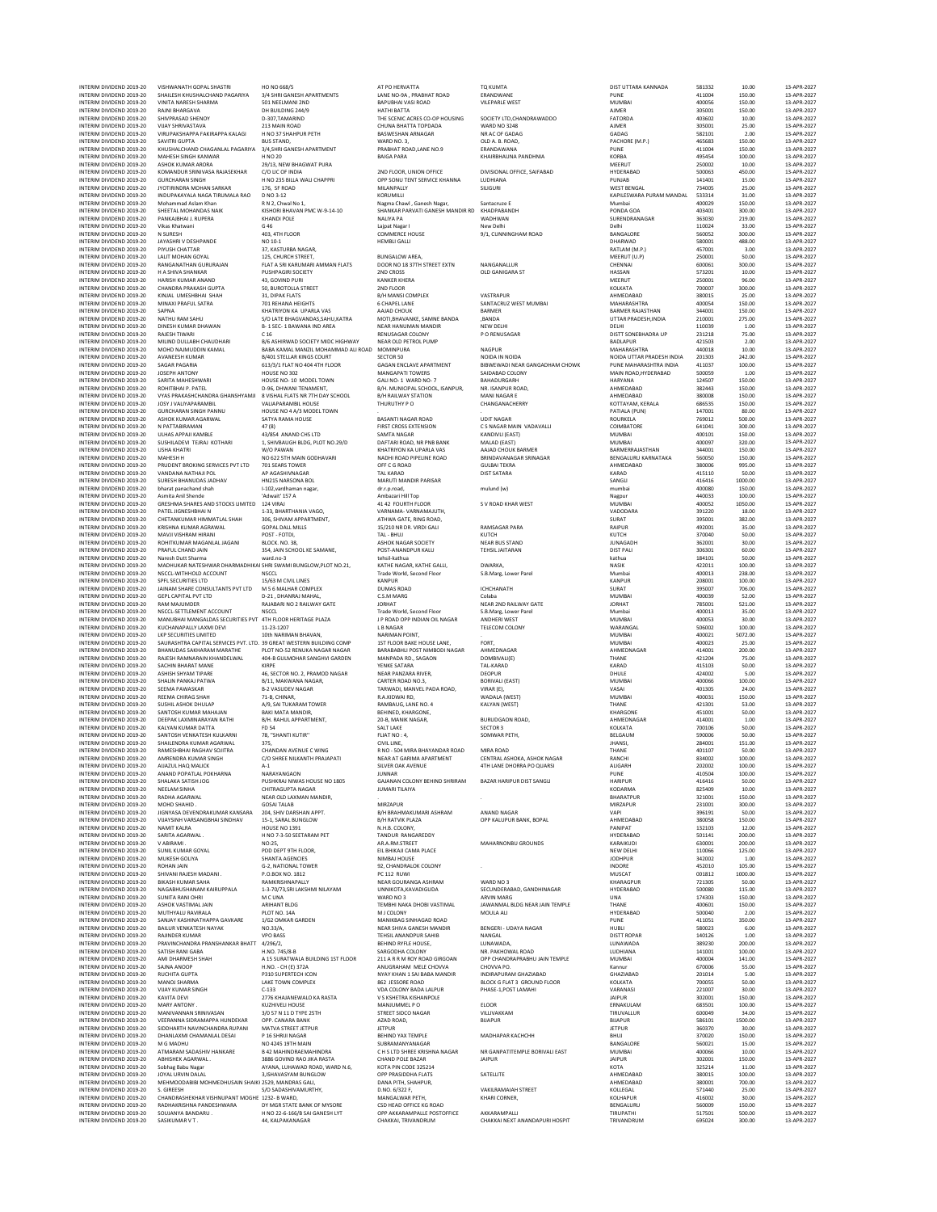| | | | | | | | | | |
|---|---|---|---|---|---|---|---|---|---|
| INTERIM DIVIDEND 2019-20 | VISHWANATH GOPAL SHASTRI | HO NO 668/5 | AT PO HERVATTA | TQ KUMTA | DIST UTTARA KANNADA | 581332 | 10.00 | 13-APR-2027 |
| INTERIM DIVIDEND 2019-20 | SHAILESH KHUSHALCHAND PAGARIYA | 3/4 SHRI GANESH APARTMENTS | LANE NO-9A , PRABHAT ROAD | ERANDWANE | PUNE | 411004 | 150.00 | 13-APR-2027 |
| INTERIM DIVIDEND 2019-20 | VINITA NARESH SHARMA | 501 NEELMANI 2ND | BAPUBHAI VASI ROAD | VILEPARLE WEST | MUMBAI | 400056 | 150.00 | 13-APR-2027 |
| INTERIM DIVIDEND 2019-20 | RAJNI BHARGAVA | DH BUILDING 244/9 | HATHI BATTA | | AJMER | 305001 | 150.00 | 13-APR-2027 |
| INTERIM DIVIDEND 2019-20 | SHIVPRASAD SHENOY | D-307,TAMARIND | THE SCENIC ACRES CO-OP HOUSING | SOCIETY LTD,CHANDRAWADDO | FATORDA | 403602 | 10.00 | 13-APR-2027 |
| INTERIM DIVIDEND 2019-20 | VIJAY SHRIVASTAVA | 213 MAIN ROAD | CHUNA BHATTA TOPDADA | WARD NO 3248 | AJMER | 305001 | 25.00 | 13-APR-2027 |
| INTERIM DIVIDEND 2019-20 | VIRUPAKSHAPPA FAKIRAPPA KALAGI | H NO 37 SHAHPUR PETH | BASWESHAN ARNAGAR | NR AC OF GADAG | GADAG | 582101 | 2.00 | 13-APR-2027 |
| INTERIM DIVIDEND 2019-20 | SAVITRI GUPTA | BUS STAND, | WARD NO. 3, | OLD A. B. ROAD, | PACHORE (M.P.) | 465683 | 150.00 | 13-APR-2027 |
| INTERIM DIVIDEND 2019-20 | KHUSHALCHAND CHAGANLAL PAGARIYA | 3/4,SHRI GANESH APARTMENT | PRABHAT ROAD,LANE NO.9 | ERANDAWANA | PUNE | 411004 | 150.00 | 13-APR-2027 |
| INTERIM DIVIDEND 2019-20 | MAHESH SINGH KANWAR | H NO 20 | BAIGA PARA | KHAIRBHAUNA PANDHNIA | KORBA | 495454 | 100.00 | 13-APR-2027 |
| INTERIM DIVIDEND 2019-20 | ASHOK KUMAR ARORA | 29/13, NEW BHAGWAT PURA | | | MEERUT | 250002 | 10.00 | 13-APR-2027 |
| INTERIM DIVIDEND 2019-20 | KOMANDUR SRINIVASA RAJASEKHAR | C/O LIC OF INDIA | 2ND FLOOR, UNION OFFICE | DIVISIONAL OFFICE, SAIFABAD | HYDERABAD | 500063 | 450.00 | 13-APR-2027 |
| INTERIM DIVIDEND 2019-20 | GURCHARAN SINGH | H NO 235 BILLA WALI CHAPPRI | OPP SONU TENT SERVICE KHANNA | LUDHIANA | PUNJAB | 141401 | 15.00 | 13-APR-2027 |
| INTERIM DIVIDEND 2019-20 | JYOTIRINDRA MOHAN SARKAR | 176, SF ROAD | MILANPALLY | SILIGURI | WEST BENGAL | 734005 | 25.00 | 13-APR-2027 |
| INTERIM DIVIDEND 2019-20 | INDUPAKAYALA NAGA TIRUMALA RAO | D NO 3-12 | KORUMILLI | | KAPILESWARA PURAM MANDAL | 533314 | 31.00 | 13-APR-2027 |
| INTERIM DIVIDEND 2019-20 | Mohammad Aslam Khan | R N 2, Chwal No 1, | Nagma Chawl , Ganesh Nagar, | Santacruze E | Mumbai | 400029 | 150.00 | 13-APR-2027 |
| INTERIM DIVIDEND 2019-20 | SHEETAL MOHANDAS NAIK | KISHORI BHAVAN PMC W-9-14-10 | SHANKAR PARVATI GANESH MANDIR RD | KHADPABANDH | PONDA GOA | 403401 | 300.00 | 13-APR-2027 |
| INTERIM DIVIDEND 2019-20 | PANKAJBHAI J. RUPERA | KHANDI POLE | NALIYA PA | WADHWAN | SURENDRANAGAR | 363030 | 219.00 | 13-APR-2027 |
| INTERIM DIVIDEND 2019-20 | Vikas Khatwani | G 46 | Lajpat Nagar I | New Delhi | Delhi | 110024 | 33.00 | 13-APR-2027 |
| INTERIM DIVIDEND 2019-20 | N SURESH | 403, 4TH FLOOR | COMMERCE HOUSE | 9/1, CUNNINGHAM ROAD | BANGALORE | 560052 | 300.00 | 13-APR-2027 |
| INTERIM DIVIDEND 2019-20 | JAYASHRI V DESHPANDE | NO 10-1 | HEMBLI GALLI | | DHARWAD | 580001 | 488.00 | 13-APR-2027 |
| INTERIM DIVIDEND 2019-20 | PIYUSH CHATTAR | 37, KASTURBA NAGAR, | | | RATLAM (M.P.) | 457001 | 3.00 | 13-APR-2027 |
| INTERIM DIVIDEND 2019-20 | LALIT MOHAN GOYAL | 125, CHURCH STREET, | BUNGALOW AREA, | | MEERUT (U.P) | 250001 | 50.00 | 13-APR-2027 |
| INTERIM DIVIDEND 2019-20 | RANGANATHAN GURURAJAN | FLAT A SRI KARUMARI AMMAN FLATS | DOOR NO 18 37TH STREET EXTN | NANGANALLUR | CHENNAI | 600061 | 300.00 | 13-APR-2027 |
| INTERIM DIVIDEND 2019-20 | H A SHIVA SHANKAR | PUSHPAGIRI SOCIETY | 2ND CROSS | OLD GANIGARA ST | HASSAN | 573201 | 10.00 | 13-APR-2027 |
| INTERIM DIVIDEND 2019-20 | HARISH KUMAR ANAND | 43, GOVIND PURI | KANKER KHERA | | MEERUT | 250001 | 96.00 | 13-APR-2027 |
| INTERIM DIVIDEND 2019-20 | CHANDRA PRAKASH GUPTA | 50, BUROTOLLA STREET | 2ND FLOOR | | KOLKATA | 700007 | 300.00 | 13-APR-2027 |
| INTERIM DIVIDEND 2019-20 | KINJAL UMESHBHAI SHAH | 31, DIPAK FLATS | B/H MANSI COMPLEX | VASTRAPUR | AHMEDABAD | 380015 | 25.00 | 13-APR-2027 |
| INTERIM DIVIDEND 2019-20 | MINAXI PRAFUL SATRA | 701 REHANA HEIGHTS | 6 CHAPEL LANE | SANTACRUZ WEST MUMBAI | MAHARASHTRA | 400054 | 150.00 | 13-APR-2027 |
| INTERIM DIVIDEND 2019-20 | SAPNA | KHATRIYON KA UPARLA VAS | AAJAD CHOUK | BARMER | BARMER RAJASTHAN | 344001 | 150.00 | 13-APR-2027 |
| INTERIM DIVIDEND 2019-20 | NATHU RAM SAHU | S/O LATE BHAGVANDAS,SAHU,KATRA | MOTI,BHAVANKE, SAMNE BANDA | ,BANDA | UTTAR PRADESH,INDIA | 210001 | 275.00 | 13-APR-2027 |
| INTERIM DIVIDEND 2019-20 | DINESH KUMAR DHAWAN | B- 1 SEC- 1 BAWANA IND AREA | NEAR HANUMAN MANDIR | NEW DELHI | DELHI | 110039 | 1.00 | 13-APR-2027 |
| INTERIM DIVIDEND 2019-20 | RAJESH TIWARI | C 16 | RENUSAGAR COLONY | P O RENUSAGAR | DISTT SONEBHADRA UP | 231218 | 75.00 | 13-APR-2027 |
| INTERIM DIVIDEND 2019-20 | MILIND DULLABH CHAUDHARI | B/6 ASHIRWAD SOCIETY MIDC HIGHWAY | NEAR OLD PETROL PUMP | | BADLAPUR | 421503 | 2.00 | 13-APR-2027 |
| INTERIM DIVIDEND 2019-20 | MOHD NAJMUDDIN KAMAL | BABA KAMAL MANZIL MOHAMMAD ALI ROAD | MOMINPURA | NAGPUR | MAHARASHTRA | 440018 | 10.00 | 13-APR-2027 |
| INTERIM DIVIDEND 2019-20 | AVANEESH KUMAR | B/401 STELLAR KINGS COURT | SECTOR 50 | NOIDA IN NOIDA | NOIDA UTTAR PRADESH INDIA | 201303 | 242.00 | 13-APR-2027 |
| INTERIM DIVIDEND 2019-20 | SAGAR PAGARIA | 613/3/1 FLAT NO 404 4TH FLOOR | GAGAN ENCLAVE APARTMENT | BIBWEWADI NEAR GANGADHAM CHOWK | PUNE MAHARASHTRA INDIA | 411037 | 100.00 | 13-APR-2027 |
| INTERIM DIVIDEND 2019-20 | JOSEPH ANTONY | HOUSE NO 302 | MANGAPATI TOWERS | SAIDABAD COLONY | MAIN ROAD,HYDERABAD | 500059 | 1.00 | 13-APR-2027 |
| INTERIM DIVIDEND 2019-20 | SARITA MAHESHWARI | HOUSE NO- 10 MODEL TOWN | GALI NO- 1 WARD NO- 7 | BAHADURGARH | HARYANA | 124507 | 150.00 | 13-APR-2027 |
| INTERIM DIVIDEND 2019-20 | ROHITBHAI P. PATEL | D-96, DHWANI TENAMENT, | B/H. MUNICIPAL SCHOOL, ISANPUR, | NR. ISANPUR ROAD, | AHMEDABAD | 382443 | 150.00 | 13-APR-2027 |
| INTERIM DIVIDEND 2019-20 | VYAS PRAKASHCHANDRA GHANSHYAMJI | 8 VISHAL FLATS NR 7TH DAY SCHOOL | B/H RAILWAY STATION | MANI NAGAR E | AHMEDABAD | 380008 | 150.00 | 13-APR-2027 |
| INTERIM DIVIDEND 2019-20 | JOSY J VALIYAPARAMBIL | VALIAPARAMBIL HOUSE | THURUTHY P O | CHANGANACHERRY | KOTTAYAM, KERALA | 686535 | 150.00 | 13-APR-2027 |
| INTERIM DIVIDEND 2019-20 | GURCHARAN SINGH PANNU | HOUSE NO 4 A/3 MODEL TOWN | . | . | PATIALA (PUN) | 147001 | 80.00 | 13-APR-2027 |
| INTERIM DIVIDEND 2019-20 | ASHOK KUMAR AGARWAL | SATYA RAMA HOUSE | BASANTI NAGAR ROAD | UDIT NAGAR | ROURKELA | 769012 | 500.00 | 13-APR-2027 |
| INTERIM DIVIDEND 2019-20 | N PATTABIRAMAN | 47 (B) | FIRST CROSS EXTENSION | C S NAGAR MAIN VADAVALLI | COIMBATORE | 641041 | 300.00 | 13-APR-2027 |
| INTERIM DIVIDEND 2019-20 | ULHAS APPAJI KAMBLE | 43/854 ANAND CHS LTD | SAMTA NAGAR | KANDIVLI (EAST) | MUMBAI | 400101 | 150.00 | 13-APR-2027 |
| INTERIM DIVIDEND 2019-20 | SUSHILADEVI TEJRAJ KOTHARI | 1, SHIVBAUGH BLDG, PLOT NO.29/D | DAFTARI ROAD, NR PNB BANK | MALAD (EAST) | MUMBAI | 400097 | 320.00 | 13-APR-2027 |
| INTERIM DIVIDEND 2019-20 | USHA KHATRI | W/O PAWAN | KHATRIYON KA UPARLA VAS | AAJAD CHOUK BARMER | BARMERRAJASTHAN | 344001 | 150.00 | 13-APR-2027 |
| INTERIM DIVIDEND 2019-20 | MAHESH H | NO 622 5TH MAIN GODHAVARI | NADHI ROAD PIPELINE ROAD | BRINDAVANAGAR SRINAGAR | BENGALURU KARNATAKA | 560050 | 150.00 | 13-APR-2027 |
| INTERIM DIVIDEND 2019-20 | PRUDENT BROKING SERVICES PVT LTD | 701 SEARS TOWER | OFF C G ROAD | GULBAI TEKRA | AHMEDABAD | 380006 | 995.00 | 13-APR-2027 |
| INTERIM DIVIDEND 2019-20 | VANDANA NATHAJI POL | AP AGASHIVNAGAR | TAL KARAD | DIST SATARA | KARAD | 415110 | 50.00 | 13-APR-2027 |
| INTERIM DIVIDEND 2019-20 | SURESH BHANUDAS JADHAV | HN215 NARSONA BOL | MARUTI MANDIR PARISAR | | SANGLI | 416416 | 1000.00 | 13-APR-2027 |
| INTERIM DIVIDEND 2019-20 | bharat panachand shah | I-102,vardhaman nagar, | dr.r.p.road, | mulund (w) | mumbai | 400080 | 150.00 | 13-APR-2027 |
| INTERIM DIVIDEND 2019-20 | Asmita Anil Shende | 'Adwait' 157 A | Ambazari Hill Top | | Nagpur | 440033 | 100.00 | 13-APR-2027 |
| INTERIM DIVIDEND 2019-20 | GRESHMA SHARES AND STOCKS LIMITED | 124 VIRAJ | 41 42 FOURTH FLOOR | S V ROAD KHAR WEST | MUMBAI | 400052 | 1050.00 | 13-APR-2027 |
| INTERIM DIVIDEND 2019-20 | PATEL JIGNESHBHAI N | 1-33, BHARTHANIA VAGO, | VARNAMA- VARNAMAJUTH, | | VADODARA | 391220 | 18.00 | 13-APR-2027 |
| INTERIM DIVIDEND 2019-20 | CHETANKUMAR HIMMATLAL SHAH | 306, SHIVAM APPARTMENT, | ATHWA GATE, RING ROAD, | | SURAT | 395001 | 382.00 | 13-APR-2027 |
| INTERIM DIVIDEND 2019-20 | KRISHNA KUMAR AGRAWAL | GOPAL DALL MILLS | 15/210 NR DR. VIRDI GALI | RAMSAGAR PARA | RAIPUR | 492001 | 35.00 | 13-APR-2027 |
| INTERIM DIVIDEND 2019-20 | MAVJI VISHRAM HIRANI | POST - FOTDI, | TAL - BHUJ | KUTCH | KUTCH | 370040 | 50.00 | 13-APR-2027 |
| INTERIM DIVIDEND 2019-20 | ROHITKUMAR MAGANLAL JAGANI | BLOCK. NO. 38, | ASHOK NAGAR SOCIETY | NEAR BUS STAND | JUNAGADH | 362001 | 30.00 | 13-APR-2027 |
| INTERIM DIVIDEND 2019-20 | PRAFUL CHAND JAIN | 354, JAIN SCHOOL KE SAMANE, | POST-ANANDPUR KALU | TEHSIL JAITARAN | DIST PALI | 306301 | 60.00 | 13-APR-2027 |
| INTERIM DIVIDEND 2019-20 | Naresh Dutt Sharma | ward.no-3 | tehsil-kathua | | kathua | 184101 | 50.00 | 13-APR-2027 |
| INTERIM DIVIDEND 2019-20 | MADHUKAR NATESHWAR DHARMADHIKAI | SHRI SWAMI BUNGLOW,PLOT NO.21, | KATHE NAGAR, KATHE GALLI, | DWARKA, | NASIK | 422011 | 100.00 | 13-APR-2027 |
| INTERIM DIVIDEND 2019-20 | NSCCL-WITHHOLD ACCOUNT | NSCCL | Trade World, Second Floor | S.B.Marg, Lower Parel | Mumbai | 400013 | 238.00 | 13-APR-2027 |
| INTERIM DIVIDEND 2019-20 | SPFL SECURITIES LTD | 15/63 M CIVIL LINES | KANPUR | | KANPUR | 208001 | 100.00 | 13-APR-2027 |
| INTERIM DIVIDEND 2019-20 | JAINAM SHARE CONSULTANTS PVT LTD | M S 6 MALHAR COMPLEX | DUMAS ROAD | ICHCHANATH | SURAT | 395007 | 706.00 | 13-APR-2027 |
| INTERIM DIVIDEND 2019-20 | GEPL CAPITAL PVT LTD | D-21 , DHANRAJ MAHAL, | C.S.M MARG | Colaba | MUMBAI | 400039 | 52.00 | 13-APR-2027 |
| INTERIM DIVIDEND 2019-20 | RAM MAJUMDER | RAJABARI NO 2 RAILWAY GATE | JORHAT | NEAR 2ND RAILWAY GATE | JORHAT | 785001 | 521.00 | 13-APR-2027 |
| INTERIM DIVIDEND 2019-20 | NSCCL-SETTLEMENT ACCOUNT | NSCCL | Trade World, Second Floor | S.B.Marg, Lower Parel | Mumbai | 400013 | 35.00 | 13-APR-2027 |
| INTERIM DIVIDEND 2019-20 | MANUBHAI MANGALDAS SECURITIES PVT | 4TH FLOOR HERITAGE PLAZA | J P ROAD OPP INDIAN OIL NAGAR | ANDHERI WEST | MUMBAI | 400053 | 30.00 | 13-APR-2027 |
| INTERIM DIVIDEND 2019-20 | KUCHANAPALLY LAXMI DEVI | 11-23-1207 | L B NAGAR | TELECOM COLONY | WARANGAL | 506002 | 100.00 | 13-APR-2027 |
| INTERIM DIVIDEND 2019-20 | LKP SECURITIES LIMITED | 10th NARIMAN BHAVAN, | NARIMAN POINT, | | MUMBAI | 400021 | 5072.00 | 13-APR-2027 |
| INTERIM DIVIDEND 2019-20 | SAURASHTRA CAPITAL SERVICES PVT. LTD. | 39 GREAT WESTERN BUILDING COMP | 1ST FLOOR BAKE HOUSE LANE, | FORT, | MUMBAI | 400023 | 25.00 | 13-APR-2027 |
| INTERIM DIVIDEND 2019-20 | BHANUDAS SAKHARAM MARATHE | PLOT NO-52 RENUKA NAGAR NAGAR | BARABABHLI POST NIMBODI NAGAR | AHMEDNAGAR | AHMEDNAGAR | 414001 | 200.00 | 13-APR-2027 |
| INTERIM DIVIDEND 2019-20 | RAJESH RAMNARAIN KHANDELWAL | 404-B GULMOHAR SANGHVI GARDEN | MANPADA RD., SAGAON | DOMBIVALI(E) | THANE | 421204 | 75.00 | 13-APR-2027 |
| INTERIM DIVIDEND 2019-20 | SACHIN BHARAT MANE | KIRPE | YENKE SATARA | TAL-KARAD | KARAD | 415103 | 50.00 | 13-APR-2027 |
| INTERIM DIVIDEND 2019-20 | ASHISH SHYAM TIPARE | 46, SECTOR NO. 2, PRAMOD NAGAR | NEAR PANZARA RIVER, | DEOPUR | DHULE | 424002 | 5.00 | 13-APR-2027 |
| INTERIM DIVIDEND 2019-20 | SHALIN PANKAJ PATWA | B/11, MAKWANA NAGAR, | CARTER ROAD NO.3, | BORIVALI (EAST) | MUMBAI | 400066 | 100.00 | 13-APR-2027 |
| INTERIM DIVIDEND 2019-20 | SEEMA PAWASKAR | B-2 VASUDEV NAGAR | TARWADI, MANVEL PADA ROAD, | VIRAR (E), | VASAI | 401305 | 24.00 | 13-APR-2027 |
| INTERIM DIVIDEND 2019-20 | REEMA CHIRAG SHAH | 71-B, CHINAR, | R.A.KIDWAI RD, | WADALA (WEST) | MUMBAI | 400031 | 150.00 | 13-APR-2027 |
| INTERIM DIVIDEND 2019-20 | SUSHIL ASHOK DHULAP | A/9, SAI TUKARAM TOWER | RAMBAUG, LANE NO. 4 | KALYAN (WEST) | THANE | 421301 | 53.00 | 13-APR-2027 |
| INTERIM DIVIDEND 2019-20 | SANTOSH KUMAR MAHAJAN | BAKI MATA MANDIR, | BEHINED, KHARGONE, | | KHARGONE | 451001 | 50.00 | 13-APR-2027 |
| INTERIM DIVIDEND 2019-20 | DEEPAK LAXMINARAYAN RATHI | B/H. RAHUL APPARTMENT, | 20-B, MANIK NAGAR, | BURUDGAON ROAD, | AHMEDNAGAR | 414001 | 1.00 | 13-APR-2027 |
| INTERIM DIVIDEND 2019-20 | KALYAN KUMAR DATTA | FD 54 | SALT LAKE | SECTOR 3 | KOLKATA | 700106 | 50.00 | 13-APR-2027 |
| INTERIM DIVIDEND 2019-20 | SANTOSH VENKATESH KULKARNI | 78, "SHANTI KUTIR" | FLAT NO : 4, | SOMWAR PETH, | BELGAUM | 590006 | 50.00 | 13-APR-2027 |
| INTERIM DIVIDEND 2019-20 | SHAILENDRA KUMAR AGARWAL | 375, | CIVIL LINE, | | JHANSI, | 284001 | 151.00 | 13-APR-2027 |
| INTERIM DIVIDEND 2019-20 | RAMESHBHAI RAGHAV SOJITRA | CHANDAN AVENUE C WING | R NO - 504 MIRA BHAYANDAR ROAD | MIRA ROAD | THANE | 401107 | 50.00 | 13-APR-2027 |
| INTERIM DIVIDEND 2019-20 | AMRENDRA KUMAR SINGH | C/O SHREE NILKANTH PRAJAPATI | NEAR AT GARIMA APARTMENT | CENTRAL ASHOKA, ASHOK NAGAR | RANCHI | 834002 | 100.00 | 13-APR-2027 |
| INTERIM DIVIDEND 2019-20 | AIJAZUL HAQ MALICK | A-1 | SILVER OAK AVENUE | 4TH LANE DHORRA PO QUARSI | ALIGARH | 202002 | 100.00 | 13-APR-2027 |
| INTERIM DIVIDEND 2019-20 | ANAND POPATLAL POKHARNA | NARAYANGAON | JUNNAR | | PUNE | 410504 | 100.00 | 13-APR-2027 |
| INTERIM DIVIDEND 2019-20 | SHALAKA SATISH JOG | PUSHKRAJ NIWAS HOUSE NO 1805 | GAJANAN COLONY BEHIND SHRIRAM | BAZAR HARIPUR DIST SANGLI | HARIPUR | 416416 | 50.00 | 13-APR-2027 |
| INTERIM DIVIDEND 2019-20 | NEELAM SINHA | CHITRAGUPTA NAGAR | JUMARI TILAIYA | | KODARMA | 825409 | 10.00 | 13-APR-2027 |
| INTERIM DIVIDEND 2019-20 | RADHA AGARWAL | NEAR OLD LAXMAN MANDIR, | . | . | BHARATPUR | 321001 | 150.00 | 13-APR-2027 |
| INTERIM DIVIDEND 2019-20 | MOHD SHAHID . | GOSAI TALAB | MIRZAPUR | | MIRZAPUR | 231001 | 300.00 | 13-APR-2027 |
| INTERIM DIVIDEND 2019-20 | JIGNYASA DEVENDRAKUMAR KANSARA | 204, SHIV DARSHAN APPT. | B/H BRAHMAKUMARI ASHRAM | ANAND NAGAR | VAPI | 396191 | 50.00 | 13-APR-2027 |
| INTERIM DIVIDEND 2019-20 | VIJAYSINH VARSANGBHAI SINDHAV | 15-1, SARAL BUNGLOW | B/H RATVIK PLAZA | OPP KALUPUR BANK, BOPAL | AHMEDABAD | 380058 | 150.00 | 13-APR-2027 |
| INTERIM DIVIDEND 2019-20 | NAMIT KALRA | HOUSE NO 1391 | N.H.B. COLONY, | | PANIPAT | 132103 | 12.00 | 13-APR-2027 |
| INTERIM DIVIDEND 2019-20 | SARITA AGARWAL . | H NO 7-3-50 SEETARAM PET | TANDUR RANGAREDDY | | HYDERABAD | 501141 | 200.00 | 13-APR-2027 |
| INTERIM DIVIDEND 2019-20 | V ABIRAMI . | NO:25, | AR.A.RM.STREET | MAHARNONBU GROUNDS | KARAIKUDI | 630001 | 200.00 | 13-APR-2027 |
| INTERIM DIVIDEND 2019-20 | SUNIL KUMAR GOYAL | POD DEPT 9TH FLOOR, | EIL BHIKAJI CAMA PLACE | | NEW DELHI | 110066 | 125.00 | 13-APR-2027 |
| INTERIM DIVIDEND 2019-20 | MUKESH GOLIYA | SHANTA AGENCIES | NIMBAJ HOUSE | | JODHPUR | 342002 | 1.00 | 13-APR-2027 |
| INTERIM DIVIDEND 2019-20 | ROHAN JAIN | G-2, NATIONAL TOWER | 92, CHANDRALOK COLONY | . | INDORE | 452010 | 105.00 | 13-APR-2027 |
| INTERIM DIVIDEND 2019-20 | SHIVANI RAJESH MADANI . | P.O.BOX NO. 1812 | PC 112 RUWI | | MUSCAT | 001812 | 1000.00 | 13-APR-2027 |
| INTERIM DIVIDEND 2019-20 | BIKASH KUMAR SAHA | RAMKRISHNAPALLY | NEAR GOURANGA ASHRAM | WARD NO 3 | KHARAGPUR | 721305 | 50.00 | 13-APR-2027 |
| INTERIM DIVIDEND 2019-20 | NAGABHUSHANAM KAIRUPPALA | 1-3-70/73,SRI LAKSHMI NILAYAM | UNNIKOTA,KAVADIGUDA | SECUNDERABAD, GANDHINAGAR | HYDERABAD | 500080 | 115.00 | 13-APR-2027 |
| INTERIM DIVIDEND 2019-20 | SUNITA RANI OHRI | M C UNA | WARD NO 3 | ARVIN MARG | UNA | 174303 | 150.00 | 13-APR-2027 |
| INTERIM DIVIDEND 2019-20 | ASHOK VASTIMAL JAIN | ARIHANT BLDG | TEMBHI NAKA DHOBI VASTIMAL | JAWANMAL BLDG NEAR JAIN TEMPLE | THANE | 400601 | 150.00 | 13-APR-2027 |
| INTERIM DIVIDEND 2019-20 | MUTHYALU RAVIRALA | PLOT NO. 14A | M J COLONY | MOULA ALI | HYDERABAD | 500040 | 2.00 | 13-APR-2027 |
| INTERIM DIVIDEND 2019-20 | SANJAY KASHINATHAPPA GAVKARE | 1/G2 OMKAR GARDEN | MANIKBAG SINHAGAD ROAD | | PUNE | 411051 | 350.00 | 13-APR-2027 |
| INTERIM DIVIDEND 2019-20 | BAILUR VENKATESH NAYAK | NO.33/A, | NEAR SHIVA GANESH MANDIR | BENGERI - UDAYA NAGAR | HUBLI | 580023 | 6.00 | 13-APR-2027 |
| INTERIM DIVIDEND 2019-20 | RAJINDER KUMAR | VPO BASS | TEHSIL ANANDPUR SAHIB | NANGAL | DISTT ROPAR | 140126 | 1.00 | 13-APR-2027 |
| INTERIM DIVIDEND 2019-20 | PRAVINCHANDRA PRANSHANKAR BHATT | 4/296/2, | BEHIND RYFLE HOUSE, | LUNAWADA, | LUNAWADA | 389230 | 200.00 | 13-APR-2027 |
| INTERIM DIVIDEND 2019-20 | SATISH RANI GABA | H.NO. 745/8-B | SARGODHA COLONY | NR. PAKHOWAL ROAD | LUDHIANA | 141001 | 100.00 | 13-APR-2027 |
| INTERIM DIVIDEND 2019-20 | AMI DHARMESH SHAH | A 15 SURATWALA BUILDING 1ST FLOOR | 211 A R R M ROY ROAD GIRGOAN | OPP CHANDRAPRABHU JAIN TEMPLE | MUMBAI | 400004 | 141.00 | 13-APR-2027 |
| INTERIM DIVIDEND 2019-20 | SAJNA ANOOP | H.NO. - CH (E) 372A | ANUGRAHAM MELE CHOVVA | CHOVVA PO. | Kannur | 670006 | 55.00 | 13-APR-2027 |
| INTERIM DIVIDEND 2019-20 | RUCHITA GUPTA | P310 SUPERTECH ICON | NYAY KHAN 1 SAI BABA MANDIR | INDIRAPURAM GHAZIABAD | GHAZIABAD | 201014 | 5.00 | 13-APR-2027 |
| INTERIM DIVIDEND 2019-20 | MANOJ SHARMA | LAKE TOWN COMPLEX | 862 JESSORE ROAD | BLOCK G FLAT 3 GROUND FLOOR | KOLKATA | 700055 | 50.00 | 13-APR-2027 |
| INTERIM DIVIDEND 2019-20 | VIJAY KUMAR SINGH | C-133 | VDA COLONY BADA LALPUR | PHASE-1,POST LAMAHI | VARANASI | 221007 | 30.00 | 13-APR-2027 |
| INTERIM DIVIDEND 2019-20 | KAVITA DEVI | 2776 KHAJANEWALO KA RASTA | V S KSHETRA KISHANPOLE | | JAIPUR | 302001 | 150.00 | 13-APR-2027 |
| INTERIM DIVIDEND 2019-20 | MARY ANTONY . | KUZHIVELI HOUSE | MANJUMMEL P O | ELOOR | ERNAKULAM | 683501 | 100.00 | 13-APR-2027 |
| INTERIM DIVIDEND 2019-20 | MANIVANNAN SRINIVASAN | 3/0 57 N 11 D TYPE 25TH | STREET SIDCO NAGAR | VILLIVAKKAM | TIRUVALLUR | 600049 | 34.00 | 13-APR-2027 |
| INTERIM DIVIDEND 2019-20 | VEERANNA SIDRAMAPPA HUNDEKAR | OPP. CANARA BANK | AZAD ROAD, | BIJAPUR | BIJAPUR | 586101 | 1500.00 | 13-APR-2027 |
| INTERIM DIVIDEND 2019-20 | SIDDHARTH NAVINCHANDRA RUPANI | MATVA STREET JETPUR | JETPUR | | JETPUR | 360370 | 30.00 | 13-APR-2027 |
| INTERIM DIVIDEND 2019-20 | DHANLAXMI CHAMANLAL DESAI | P 16 SHRIJI NAGAR | BEHIND YAX TEMPLE | MADHAPAR KACHCHH | BHUJ | 370020 | 150.00 | 13-APR-2027 |
| INTERIM DIVIDEND 2019-20 | M G MADHU | NO 4245 19TH MAIN | SUBRAMANYANAGAR | | BANGALORE | 560021 | 15.00 | 13-APR-2027 |
| INTERIM DIVIDEND 2019-20 | ATMARAM SADASHIV HANKARE | B 42 MAHINDRAEMAHINDRA | C H S LTD SHREE KRISHNA NAGAR | NR GANPATITEMPLE BORIVALI EAST | MUMBAI | 400066 | 10.00 | 13-APR-2027 |
| INTERIM DIVIDEND 2019-20 | ABHISHEK AGARWAL . | 3886 GOVIND RAO JIKA RASTA | CHAND POLE BAZAR | JAIPUR | JAIPUR | 302001 | 150.00 | 13-APR-2027 |
| INTERIM DIVIDEND 2019-20 | Sobhag Babu Nagar | AYANA, LUHAWAD ROAD, WARD N.6, | KOTA PIN CODE 325214 | | KOTA | 325214 | 11.00 | 13-APR-2027 |
| INTERIM DIVIDEND 2019-20 | JOYAL URVIN DALAL | 3,ISHAVASYAM BUNGLOW | OPP PRASIDDHA FLATS | SATELLITE | AHMEDABAD | 380015 | 100.00 | 13-APR-2027 |
| INTERIM DIVIDEND 2019-20 | MEHMOODABIBI MOHMEDHUSAIN SHAIKI | 2529, MANDRAS GALI, | DANA PITH, SHAHPUR, | | AHMEDABAD | 380001 | 700.00 | 13-APR-2027 |
| INTERIM DIVIDEND 2019-20 | S. GIREESH | S/O SADASHIVAMURTHY, | D.NO. 6/322 F, | VAKILRAMAIAH STREET | KOLLEGAL | 571440 | 25.00 | 13-APR-2027 |
| INTERIM DIVIDEND 2019-20 | CHANDRASHEKHAR VISHNUPANT MOGHE | 1232- B WARD, | MANGALWAR PETH, | KHARI CORNER, | KOLHAPUR | 416002 | 30.00 | 13-APR-2027 |
| INTERIM DIVIDEND 2019-20 | RADHAKRISHNA PANDESHWARA | DY MGR STATE BANK OF MYSORE | CSD HEAD OFFICE KG ROAD | | BENGALURU | 560009 | 150.00 | 13-APR-2027 |
| INTERIM DIVIDEND 2019-20 | SOUJANYA BANDARU . | H NO 22-6-166/B SAI GANESH LYT | OPP AKKARAMPALLE POSTOFFICE | AKKARAMPALLI | TIRUPATHI | 517501 | 500.00 | 13-APR-2027 |
| INTERIM DIVIDEND 2019-20 | SASIKUMAR V T . | 44, KALPAKANAGAR | CHAKKAI, TRIVANDRUM | CHAKKAI NEXT ANANDAPURI HOSPIT | TRIVANDRUM | 695024 | 300.00 | 13-APR-2027 |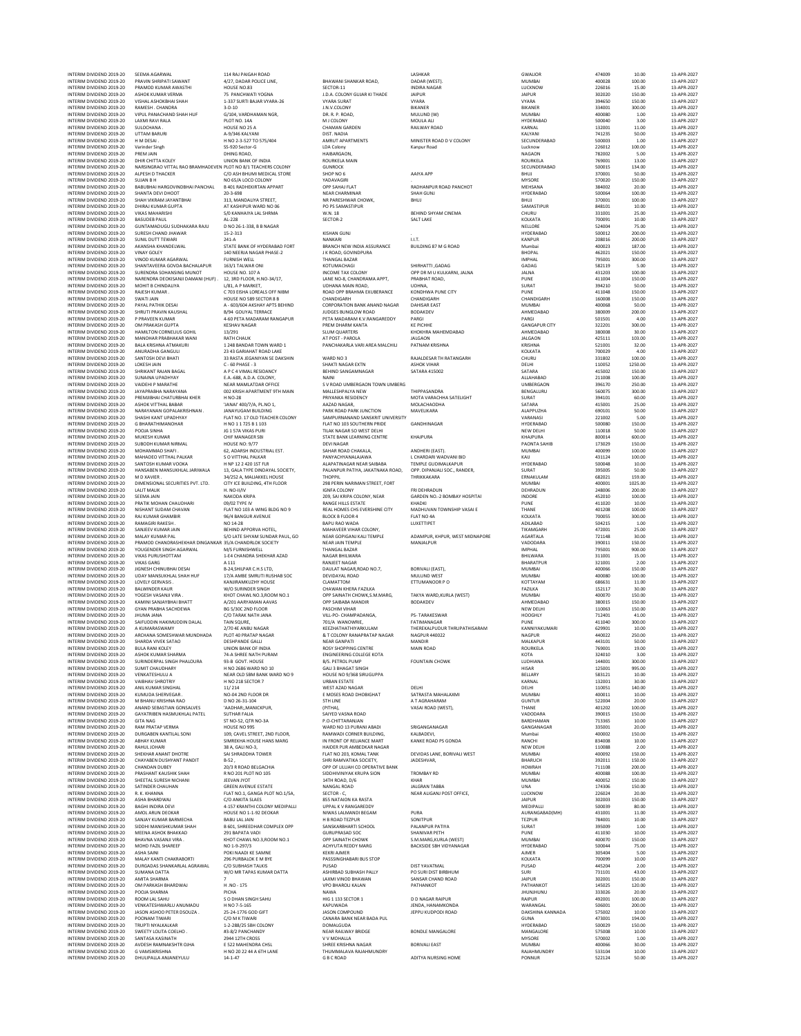| | | | | | | | | |
|---|---|---|---|---|---|---|---|---|
| INTERIM DIVIDEND 2019-20 | SEEMA AGARWAL | 114 RAJ PAIGAH ROAD | | LASHKAR | GWALIOR | 474009 | 10.00 | 13-APR-2027 |
| INTERIM DIVIDEND 2019-20 | PRAVIN SHRIPATI SAWANT | 4/27, DADAR POLICE LINE, | BHAWANI SHANKAR ROAD, | DADAR (WEST). | MUMBAI | 400028 | 100.00 | 13-APR-2027 |
| INTERIM DIVIDEND 2019-20 | PRAMOD KUMAR AWASTHI | HOUSE NO.83 | SECTOR-11 | INDIRA NAGAR | LUCKNOW | 226016 | 15.00 | 13-APR-2027 |
| INTERIM DIVIDEND 2019-20 | ASHOK KUMAR VERMA | 75 PANCHWATI YOGNA | J.D.A. COLONY GUJAR KI THADE | JAIPUR | JAIPUR | 302020 | 150.00 | 13-APR-2027 |
| INTERIM DIVIDEND 2019-20 | VISHAL ASHOKBHAI SHAH | 1-337 SURTI BAJAR VYARA-26 | VYARA SURAT | VYARA | VYARA | 394650 | 150.00 | 13-APR-2027 |
| INTERIM DIVIDEND 2019-20 | RAMESH . CHANDRA | 3-D-10 | J.N.V.COLONY | BIKANER | BIKANER | 334001 | 300.00 | 13-APR-2027 |
| INTERIM DIVIDEND 2019-20 | VIPUL PANACHAND SHAH HUF | G/104, VARDHAMAN NGR, | DR. R. P. ROAD, | MULUND (W) | MUMBAI | 400080 | 1.00 | 13-APR-2027 |
| INTERIM DIVIDEND 2019-20 | LAXMI RAVI RALA | PLOT NO. 14A | M J COLONY | MOULA ALI | HYDERABAD | 500040 | 3.00 | 13-APR-2027 |
| INTERIM DIVIDEND 2019-20 | SULOCHANA . | HOUSE NO 25 A | CHAMAN GARDEN | RAILWAY ROAD | KARNAL | 132001 | 11.00 | 13-APR-2027 |
| INTERIM DIVIDEND 2019-20 | UTTAM BARURI | A-9/346 KALYANI | DIST. NADIA | | KALYANI | 741235 | 50.00 | 13-APR-2027 |
| INTERIM DIVIDEND 2019-20 | H M DESAI . | H NO 2-3-527 TO 575/404 | AMRUT APARTMENTS | MINISTER ROAD D V COLONY | SECUNDERABAD | 500003 | 1.00 | 13-APR-2027 |
| INTERIM DIVIDEND 2019-20 | Varinder Singh | SS-920 Sector-G | LDA Colony | Kanpur Road | Lucknow | 226012 | 100.00 | 13-APR-2027 |
| INTERIM DIVIDEND 2019-20 | PREM JAIN | DHING ROAD, | HAIBARGAON, | | NAGAON | 782002 | 5.00 | 13-APR-2027 |
| INTERIM DIVIDEND 2019-20 | DHIR CHITTA KOLEY | UNION BANK OF INDIA | ROURKELA MAIN | | ROURKELA | 769001 | 13.00 | 13-APR-2027 |
| INTERIM DIVIDEND 2019-20 | NARSINGRAO VITTAL RAO BRAMHADEVEN | PLOT NO 8/1 TEACHERS COLONY | GUNROCK | | SECUNDERABAD | 500015 | 134.00 | 13-APR-2027 |
| INTERIM DIVIDEND 2019-20 | ALPESH D THACKER | C/O ASH BHUMI MEDICAL STORE | SHOP NO 6 | AAIYA APP | BHUJ | 370001 | 50.00 | 13-APR-2027 |
| INTERIM DIVIDEND 2019-20 | SUJAN B H | NO 65/A LOCO COLONY | YADAVAGIRI | . | MYSORE | 570020 | 150.00 | 13-APR-2027 |
| INTERIM DIVIDEND 2019-20 | BABUBHAI HARGOVINDBHAI PANCHAL | B 401 RADHEKIRTAN APPART | OPP SAHAJ FLAT | RADHANPUR ROAD PANCHOT | MEHSANA | 384002 | 20.00 | 13-APR-2027 |
| INTERIM DIVIDEND 2019-20 | SHANTA DEVI DHOOT | 20-3-698 | NEAR CHARMINAR | SHAH GUNJ | HYDERABAD | 500064 | 100.00 | 13-APR-2027 |
| INTERIM DIVIDEND 2019-20 | SHAH VIKRAM JAYANTBHAI | 313, MANDALIYA STREET, | NR PARESHWAR CHOWK, | BHUJ | BHUJ | 370001 | 100.00 | 13-APR-2027 |
| INTERIM DIVIDEND 2019-20 | DHIRAJ KUMAR GUPTA | AT KASHIPUR WARD NO 06 | PO PS SAMASTIPUR | | SAMASTIPUR | 848101 | 10.00 | 13-APR-2027 |
| INTERIM DIVIDEND 2019-20 | VIKAS MAHARISHI | S/O KANHAIYA LAL SHRMA | W.N. 18 | BEHIND SHYAM CINEMA | CHURU | 331001 | 25.00 | 13-APR-2027 |
| INTERIM DIVIDEND 2019-20 | BASUDEB PAUL | AL-228 | SECTOR-2 | SALT LAKE | KOLKATA | 700091 | 10.00 | 13-APR-2027 |
| INTERIM DIVIDEND 2019-20 | GUNTAMADUGU SUDHAKARA RAJU | D NO 26-1-338, B B NAGAR | | | NELLORE | 524004 | 75.00 | 13-APR-2027 |
| INTERIM DIVIDEND 2019-20 | SURESH CHAND JHAWAR | 15-2-313 | KISHAN GUNJ | . | HYDERABAD | 500012 | 200.00 | 13-APR-2027 |
| INTERIM DIVIDEND 2019-20 | SUNIL DUTT TEWARI | 241-A | NANKARI | I.I.T. | KANPUR | 208016 | 200.00 | 13-APR-2027 |
| INTERIM DIVIDEND 2019-20 | AKANSHA KHANDELWAL | STATE BANK OF HYDERABAD FORT | BRANCH NEW INDIA ASSURANCE | BUILDING 87 M G ROAD | Mumbai | 400023 | 187.00 | 13-APR-2027 |
| INTERIM DIVIDEND 2019-20 | VINAY GOLEY | 140 NEERJA NAGAR PHASE-2 | J K ROAD, GOVINDPURA | | BHOPAL | 462021 | 150.00 | 13-APR-2027 |
| INTERIM DIVIDEND 2019-20 | VINOD KUMAR AGARWAL | FURNISH WELL | THANGAL BAZAR | | IMPHAL | 795001 | 300.00 | 13-APR-2027 |
| INTERIM DIVIDEND 2019-20 | SHANTAVEERA GOVDA BACHALAPUR | 163/1 TALWAR ONI | KOTUMACHAGI | SHIRHATTI ,GADAG | GADAG | 582119 | 5.00 | 13-APR-2027 |
| INTERIM DIVIDEND 2019-20 | SURENDRA SOHANSING MUNOT | HOUSE NO. 107 A | INCOME TAX COLONY | OPP DR M U KULKARNI, JALNA | JALNA | 431203 | 100.00 | 13-APR-2027 |
| INTERIM DIVIDEND 2019-20 | NARENDRA DEOKISANJI DAMANI (HUF) | 12, 3RD FLOOR, H.NO-34/17, | LANE NO-8, CHANDRAMA APPT, | PRABHAT ROAD, | PUNE | 411004 | 150.00 | 13-APR-2027 |
| INTERIM DIVIDEND 2019-20 | MOHIT B CHINDALIYA | L/81, A P MARKET, | UDHANA MAIN ROAD, | UDHNA, | SURAT | 394210 | 50.00 | 13-APR-2027 |
| INTERIM DIVIDEND 2019-20 | RAJESH KUMAR . | C 703 EISHA LOREALS OFF NIBM | ROAD OPP BRAHMA EXUBERANCE | KONDHWA PUNE CITY | PUNE | 411048 | 150.00 | 13-APR-2027 |
| INTERIM DIVIDEND 2019-20 | SWATI JAIN | HOUSE NO 589 SECTOR 8 B | CHANDIGARH | CHANDIGARH | CHANDIGARH | 160008 | 150.00 | 13-APR-2027 |
| INTERIM DIVIDEND 2019-20 | PAYAL PATHIK DESAI | A - 603/604 AKSHAY APTS BEHIND | CORPORATION BANK ANAND NAGAR | DAHISAR EAST | MUMBAI | 400068 | 50.00 | 13-APR-2027 |
| INTERIM DIVIDEND 2019-20 | SHRUTI PRAVIN KAUSHAL | B/94 GOUYAL TERRACE | JUDGES BUNGLOW ROAD | BODAKDEV | AHMEDABAD | 380009 | 200.00 | 13-APR-2027 |
| INTERIM DIVIDEND 2019-20 | P PRAVEEN KUMAR | 4-60 PETA MADARAM RANGAPUR | PETA MADARAM K.V.RANGAREDDY | PARGI | PARGI | 501501 | 4.00 | 13-APR-2027 |
| INTERIM DIVIDEND 2019-20 | OM PRAKASH GUPTA | KESHAV NAGAR | PREM DHARM KANTA | KE PICHHE | GANGAPUR CITY | 322201 | 300.00 | 13-APR-2027 |
| INTERIM DIVIDEND 2019-20 | HAMILTON CORNELIUS GOHIL | 13/291 | SLUM QUARTERS | KHOKHRA MAHEMDABAD | AHMEDABAD | 380008 | 30.00 | 13-APR-2027 |
| INTERIM DIVIDEND 2019-20 | MANOHAR PRABHAKAR WANI | RATH CHAUK | AT POST - PAROLA | JALGAON | JALGAON | 425111 | 103.00 | 13-APR-2027 |
| INTERIM DIVIDEND 2019-20 | BALA KRISHNA ATMAKURI | 1 248 BANDAR TOWN WARD 1 | PANCHAKARLA VARI AREA MALCHILI | PATNAM KRISHNA | KRISHNA | 521001 | 32.00 | 13-APR-2027 |
| INTERIM DIVIDEND 2019-20 | ANURADHA GANGULI | 23 43 GARIAHAT ROAD LAKE | | | KOLKATA | 700029 | 4.00 | 13-APR-2027 |
| INTERIM DIVIDEND 2019-20 | SANTOSH DEVI BHATI | 33 RASTA JEGANIYAN SE DAKSHIN | WARD NO 3 | RAJALDESAR TH RATANGARH | CHURU | 331802 | 100.00 | 13-APR-2027 |
| INTERIM DIVIDEND 2019-20 | LOKESH JAIN | C - 60 PHASE - 3 | SHAKTI NAGAR EXTN | ASHOK VIHAR | DELHI | 110052 | 1250.00 | 13-APR-2027 |
| INTERIM DIVIDEND 2019-20 | SHRIKANT RAJAN BAGAL | A P C 4 VIMAL RESIDANCY | BEHIND SANGAMNAGAR | SATARA 415002 | SATARA | 415002 | 150.00 | 13-APR-2027 |
| INTERIM DIVIDEND 2019-20 | SUNAINA UPADHYAY | E.A.-688, A.D.A. COLONY, | NAINI | | ALLAHABAD | 211008 | 100.00 | 13-APR-2027 |
| INTERIM DIVIDEND 2019-20 | VAIDEHI P MARATHE | NEAR MAMLATDAR OFFICE | S V ROAD UMBERGAON TOWN UMBERG | | UMBERGAON | 396170 | 250.00 | 13-APR-2027 |
| INTERIM DIVIDEND 2019-20 | JAYAPRABHA NARAYANA | 002 KRISH APARTMENT 9TH MAIN | MALLESHPALYA NEW | THIPPASANDRA | BENGALURU | 560075 | 300.00 | 13-APR-2027 |
| INTERIM DIVIDEND 2019-20 | PREMJIBHAI CHATURBHAI KHER | H NO-28 | PRIYANKA RESIDENCY | MOTA VARACHHA SATELIGHT | SURAT | 394101 | 60.00 | 13-APR-2027 |
| INTERIM DIVIDEND 2019-20 | ASHOK VITTHAL BABAR | 'JANAI' 400/7/A, PL.NO 1, | AAZAD NAGAR, | MOLACHAODHA | SATARA | 415001 | 25.00 | 13-APR-2027 |
| INTERIM DIVIDEND 2019-20 | NARAYANAN GOPALAKRISHNAN . | JANAYUGAM BUILDING | PARK ROAD PARK JUNCTION | MAVELIKARA | ALAPPUZHA | 690101 | 50.00 | 13-APR-2027 |
| INTERIM DIVIDEND 2019-20 | SHASHI KANT UPADHYAY | FLAT NO. 17 OLD TEACHER COLONY | SAMPURNANAND SANSKRIT UNIVERSITY | | VARANASI | 221002 | 5.00 | 13-APR-2027 |
| INTERIM DIVIDEND 2019-20 | G BHARATHIMANOHAR | H NO 1 1 725 B 1 103 | FLAT NO 103 SOUTHERN PRIDE | GANDHINAGAR | HYDERABAD | 500080 | 150.00 | 13-APR-2027 |
| INTERIM DIVIDEND 2019-20 | POOJA SINHA | JG 1 57A VIKAS PURI | TILAK NAGAR SO WEST DELHI | | NEW DELHI | 110018 | 50.00 | 13-APR-2027 |
| INTERIM DIVIDEND 2019-20 | MUKESH KUMAR | CHIF MANAGER SBI | STATE BANK LEARNING CENTRE | KHAJPURA | KHAJPURA | 800014 | 600.00 | 13-APR-2027 |
| INTERIM DIVIDEND 2019-20 | SUBODH KUMAR NIRMAL | HOUSE NO: 9/77 | DEVI NAGAR | | PAONTA SAHIB | 173029 | 150.00 | 13-APR-2027 |
| INTERIM DIVIDEND 2019-20 | MOHAMMAD SHAFI . | 62, ADARSH INDUSTRIAL EST. | SAHAR ROAD CHAKALA, | ANDHERI (EAST). | MUMBAI | 400099 | 100.00 | 13-APR-2027 |
| INTERIM DIVIDEND 2019-20 | MAHADEO VITTHAL PALKAR | S O VITTHAL PALKAR | PANYACHYANALAJAWA | L CHARDARI WADVANI BID | KAIJ | 431124 | 100.00 | 13-APR-2027 |
| INTERIM DIVIDEND 2019-20 | SANTOSH KUMAR VOOKA | H NP 12 2 420 1ST FLR | ALAPATINAGAR NEAR SAIBABA | TEMPLE GUDIMALKAPUR | HYDERABAD | 500048 | 10.00 | 13-APR-2027 |
| INTERIM DIVIDEND 2019-20 | HANSABEN MANSUKHLAL JARIWALA | 13, GALA TYPE DINDAYAL SOCIETY, | PALANPUR PATIYA, JAKATNAKA ROAD, | OPP. DIPANJALI SOC., RANDER, | SURAT | 395005 | 50.00 | 13-APR-2027 |
| INTERIM DIVIDEND 2019-20 | M D XAVIER . | 34/252 A, MALIAKKEL HOUSE | THOPPIL | THRIKKAKARA | ERNAKULAM | 682021 | 159.00 | 13-APR-2027 |
| INTERIM DIVIDEND 2019-20 | DIMENSIONAL SECURITIES PVT. LTD. | CITY ICE BUILDING, 4TH FLOOR | 298 PERIN NARIMAN STREET, FORT | | MUMBAI | 400001 | 1025.00 | 13-APR-2027 |
| INTERIM DIVIDEND 2019-20 | LALIT MALIK | H. NO-II/IV | IGNFA COLONY | FRI DEHRADUN | DEHRADUN | 248006 | 200.00 | 13-APR-2027 |
| INTERIM DIVIDEND 2019-20 | SEEMA JAIN | NAKODA KRIPA | 209, SAI KRIPA COLONY, NEAR | GARDEN NO.-2 BOMBAY HOSPITAl | INDORE | 452010 | 100.00 | 13-APR-2027 |
| INTERIM DIVIDEND 2019-20 | PRATIK MOHAN CHAUDHARI | 09/02 TYPE IV | RANGE HILLS ESTATE | KHADKI | PUNE | 411020 | 10.00 | 13-APR-2027 |
| INTERIM DIVIDEND 2019-20 | NISHANT SUDAM CHAVAN | FLAT NO 103 A WING BLDG NO 9 | REAL HOMES CHS EVERSHINE CITY | MADHUVAN TOWNSHIP VASAI E | THANE | 401208 | 100.00 | 13-APR-2027 |
| INTERIM DIVIDEND 2019-20 | RAJ KUMAR GHAMBIR | 96/4 BANGUR AVENUE | BLOCK B FLOOR 4 | FLAT NO 4A | KOLKATA | 700055 | 300.00 | 13-APR-2027 |
| INTERIM DIVIDEND 2019-20 | RAMAGIRI RAKESH . | NO 14-28 | BAPU RAO WADA | LUXETTIPET | ADILABAD | 504215 | 1.00 | 13-APR-2027 |
| INTERIM DIVIDEND 2019-20 | SANJEEV KUMAR JAIN | BEHIND APPORVA HOTEL, | MAHAVEER VIHAR COLONY, | | TIKAMGARH | 472001 | 25.00 | 13-APR-2027 |
| INTERIM DIVIDEND 2019-20 | MALAY KUMAR PAL | S/O LATE SHYAM SUNDAR PAUL, GO | NEAR GOPIGANJ KALI TEMPLE | ADAMPUR, KHPUR, WEST MIDNAPORE | AGARTALA | 721148 | 30.00 | 13-APR-2027 |
| INTERIM DIVIDEND 2019-20 | PRAMOD CHANDRASHEKHAR DINGANKAR | 35/A CHANDRLOK SOCIETY | NEAR JAIN TEMPLE | MANJALPUR | VADODARA | 390011 | 150.00 | 13-APR-2027 |
| INTERIM DIVIDEND 2019-20 | YOUGENDER SINGH AGARWAL | M/S FURNISHWELL | THANGAL BAZAR | | IMPHAL | 795001 | 900.00 | 13-APR-2027 |
| INTERIM DIVIDEND 2019-20 | VIKAS PURUSHOTTAM | 1-E4 CHANDRA SHEKHAR AZAD | NAGAR BHILWARA | | BHILWARA | 311001 | 15.00 | 13-APR-2027 |
| INTERIM DIVIDEND 2019-20 | VIKAS GARG | A 111 | RANJEET NAGAR | | BHARATPUR | 321001 | 2.00 | 13-APR-2027 |
| INTERIM DIVIDEND 2019-20 | JIGNESH CHINUBHAI DESAI | B-24,SHILPAR C.H.S LTD, | DAULAT NAGAR,ROAD NO.7, | BORIVALI (EAST), | MUMBAI | 400066 | 150.00 | 13-APR-2027 |
| INTERIM DIVIDEND 2019-20 | UDAY MANSUKHLAL SHAH HUF | 17/A AMBE SMRUTI RUSHAB SOC | DEVIDAYAL ROAD | MULUND WEST | MUMBAI | 400080 | 100.00 | 13-APR-2027 |
| INTERIM DIVIDEND 2019-20 | LOVELY GERVASIS . | KANJIRAMKUZHY HOUSE | CLAMATTOM | ETTUMANOOR P O | KOTTAYAM | 686631 | 11.00 | 13-APR-2027 |
| INTERIM DIVIDEND 2019-20 | BALWINDER KAUR | W/O SURINDER SINGH | CHAWAN KHERA FAZILKA | | FAZILKA | 152117 | 30.00 | 13-APR-2027 |
| INTERIM DIVIDEND 2019-20 | YOGESH VASANJI VIRA . | KHOT CHAWL NO.3,ROOM NO.1 | OPP SAINATH CHOWK,S.M.MARG, | TAKYA WARD,KURLA (WEST) | MUMBAI | 400070 | 150.00 | 13-APR-2027 |
| INTERIM DIVIDEND 2019-20 | KAMINI SANJAYBHAI BHATT | A/201 AARYAMAN AAVAS | OPP SAIBABA MANDIR | BODAKDEV | AHMEDABAD | 380015 | 150.00 | 13-APR-2027 |
| INTERIM DIVIDEND 2019-20 | GYAN PRABHA SACHDEWA | BG 5/30C 2ND FLOOR | PASCHIM VIHAR | | NEW DELHI | 110063 | 150.00 | 13-APR-2027 |
| INTERIM DIVIDEND 2019-20 | JHUMA JANA | C/O TARAK NATH JANA | VILL-PO- CHAMPADANGA, | PS- TARAKESWAR | HOOGHLY | 712401 | 41.00 | 13-APR-2027 |
| INTERIM DIVIDEND 2019-20 | SAIFUDDIN HAKIMUDDIN DALAL | TAIN SQURE, | 701/A WANOWRIE, | FATIMANAGAR | PUNE | 411040 | 300.00 | 13-APR-2027 |
| INTERIM DIVIDEND 2019-20 | A KUMARASWAMY | 2/70 4E ANBU NAGAR | KEEZHATHATHIYANKULAM | THEREKALPUDUR THRUPATHISARAM | KANNIYAKUMARI | 629901 | 10.00 | 13-APR-2027 |
| INTERIM DIVIDEND 2019-20 | ARCHANA SOMESHWAR MUNDHADA | PLOT 40 PRATAP NAGAR | & T COLONY RANAPRATAP NAGAR | NAGPUR 440022 | NAGPUR | 440022 | 250.00 | 13-APR-2027 |
| INTERIM DIVIDEND 2019-20 | SHARDA VIVEK SATAO | DESHPANDE GALLI | NEAR GANPATI | MANDIR | MALKAPUR | 443101 | 50.00 | 13-APR-2027 |
| INTERIM DIVIDEND 2019-20 | BULA RANI KOLEY | UNION BANK OF INDIA | ROSY SHOPPING CENTRE | MAIN ROAD | ROURKELA | 769001 | 19.00 | 13-APR-2027 |
| INTERIM DIVIDEND 2019-20 | ASHOK KUMAR SHARMA | 74-A SHREE NATH PURAM | ENGINEERING COLLEGE KOTA | | KOTA | 324010 | 3.00 | 13-APR-2027 |
| INTERIM DIVIDEND 2019-20 | SURINDERPAL SINGH PHALOURA | 93-B GOVT. HOUSE | B/S. PETROL PUMP | FOUNTAIN CHOWK | LUDHIANA | 144001 | 300.00 | 13-APR-2027 |
| INTERIM DIVIDEND 2019-20 | SUMIT CHAUDHARY | H NO 2686 WARD NO 10 | GALI 3 BHAGAT SINGH | | HISAR | 125001 | 995.00 | 13-APR-2027 |
| INTERIM DIVIDEND 2019-20 | VENKATESHULU A | NEAR OLD SBM BANK WARD NO 9 | HOUSE NO 9/368 SIRUGUPPA | | BELLARY | 583121 | 10.00 | 13-APR-2027 |
| INTERIM DIVIDEND 2019-20 | VAIBHAV SHROTRIY | H NO 218 SECTOR 7 | URBAN ESTATE | | KARNAL | 132001 | 30.00 | 13-APR-2027 |
| INTERIM DIVIDEND 2019-20 | ANIL KUMAR SINGHAL | 11/ 214 | WEST AZAD NAGAR | DELHI | DELHI | 110051 | 140.00 | 13-APR-2027 |
| INTERIM DIVIDEND 2019-20 | KUMUDA SHERVEGAR . | NO-04 2ND FLOOR DR | E MOSES ROAD DHOBIGHAT | SATRASTA MAHALAXMI | MUMBAI | 400011 | 10.00 | 13-APR-2027 |
| INTERIM DIVIDEND 2019-20 | M BHANU KRISHNA RAO | D NO 26-31-104 | 5TH LINE | A T AGRAHARAM | GUNTUR | 522004 | 20.00 | 13-APR-2027 |
| INTERIM DIVIDEND 2019-20 | ANAND SEBASTIAN GONSALVES | 'AADHAR;,MANICKPUR, | (PITHA), | VASAI ROAD (WEST), | THANE | 401202 | 100.00 | 13-APR-2027 |
| INTERIM DIVIDEND 2019-20 | GAYATRIBEN HASMUKHLAL PATEL | SUTHAR FALIA | SAIYED VASNA ROAD | | VADODARA | 390015 | 150.00 | 13-APR-2027 |
| INTERIM DIVIDEND 2019-20 | GITA NAG | ST NO-52, QTR NO-3A | P O-CHITTARANJAN | | BARDHAMAN | 713365 | 10.00 | 13-APR-2027 |
| INTERIM DIVIDEND 2019-20 | RAM PRATAP VERMA | HOUSE NO 995 | WARD NO 13 PURANI ABADI | SRIGANGANAGAR | GANGANAGAR | 335001 | 20.00 | 13-APR-2027 |
| INTERIM DIVIDEND 2019-20 | DURGABEN KANTILAL SONI | 109, CAVEL STREET, 2ND FLOOR, | RAMWADI CORNER BUILDING, | KALBADEVI, | Mumbai | 400002 | 150.00 | 13-APR-2027 |
| INTERIM DIVIDEND 2019-20 | ABHAY KUMAR | SIMREKHA HOUSE HANS MARG | IN FRONT OF RELIANCE MART | KANKE ROAD PS GONDA | RANCHI | 834008 | 10.00 | 13-APR-2027 |
| INTERIM DIVIDEND 2019-20 | RAHUL JOHARI | 38 A, GALI NO-3, | HAIDER PUR AMBEDKAR NAGAR | | NEW DELHI | 110088 | 2.00 | 13-APR-2027 |
| INTERIM DIVIDEND 2019-20 | SHEKHAR ANANT DHOTRE | SAI SHRADDHA TOWER | FLAT NO 203, KOMAL TANK | DEVIDAS LANE, BORIVALI WEST | MUMBAI | 400092 | 150.00 | 13-APR-2027 |
| INTERIM DIVIDEND 2019-20 | CHAYABEN DUSHYANT PANDIT | B-52 , | SHRI RAMVATIKA SOCIETY, | JADESHVAR, | BHARUCH | 392011 | 150.00 | 13-APR-2027 |
| INTERIM DIVIDEND 2019-20 | CHANDAN DUBEY | 20/3 R ROAD BELGACHIA | OPP OF LILUAH CO OPERATIVE BANK | | HOWRAH | 711108 | 200.00 | 13-APR-2027 |
| INTERIM DIVIDEND 2019-20 | PRASHANT KAUSHIK SHAH | R NO 201 PLOT NO 105 | SIDDHIVINAYAK KRUPA SION | TROMBAY RD | MUMBAI | 400088 | 100.00 | 13-APR-2027 |
| INTERIM DIVIDEND 2019-20 | SHEETAL SURESH NICHANI | JEEVAN JYOT | 14TH ROAD, D/6 | KHAR | MUMBAI | 400052 | 150.00 | 13-APR-2027 |
| INTERIM DIVIDEND 2019-20 | SATINDER CHAUHAN | GREEN AVENUE ESTATE | NANGAL ROAD | JALGRAN TABBA | UNA | 174306 | 150.00 | 13-APR-2027 |
| INTERIM DIVIDEND 2019-20 | R. K. KHANNA | FLAT NO.1, GANGA PLOT NO.1/5A, | SECTOR - C, | NEAR ALIGANJ POST OFFICE, | LUCKNOW | 226024 | 20.00 | 13-APR-2027 |
| INTERIM DIVIDEND 2019-20 | ASHA BHARDWAJ | C/O ANKITA SLAES | 855 NATAION KA RASTA | | JAIPUR | 302003 | 150.00 | 13-APR-2027 |
| INTERIM DIVIDEND 2019-20 | BAGHI INDIRA DEVI | 4-157 KRANTHI COLONY MEDIPALLI | UPPAL K V RANGAREDDY | | MEDIPALLI | 500039 | 80.00 | 13-APR-2027 |
| INTERIM DIVIDEND 2019-20 | AMOL ARUN DEOKAR | HOUSE NO 1-1-92 DEOKAR | NIWAS LALMANDI BEGAM | PURA | AURANGABAD(MH) | 431001 | 11.00 | 13-APR-2027 |
| INTERIM DIVIDEND 2019-20 | SANJAY KUMAR BARMECHA | BABU LAL JAIN | H B ROAD TEZPUR | SONITPUR | TEZPUR | 784001 | 10.00 | 13-APR-2027 |
| INTERIM DIVIDEND 2019-20 | SIDDHI MANISHKUMAR SHAH | B 601, SHREEDHAR COMPLEX OPP | SANSKARBHARTI SCHOOL | PALANPUR PATIYA | SURAT | 395009 | 1.00 | 13-APR-2027 |
| INTERIM DIVIDEND 2019-20 | MEENA ASHOK BHAKKAD | 291 BAPATA VADI | GURUPRASAD SOC | SHANIVAR PETH | PUNE | 411030 | 10.00 | 13-APR-2027 |
| INTERIM DIVIDEND 2019-20 | BHAVNA VASANJI VIRA . | KHOT CHAWL NO.3,ROOM NO.1 | OPP SAINATH CHOWK | S.M.MARG,KURLA (WEST) | MUMBAI | 400070 | 150.00 | 13-APR-2027 |
| INTERIM DIVIDEND 2019-20 | MOHD FAZIL SHAREEF | NO 1-9-297/3 | ACHYUTA REDDY MARG | BACKSIDE SBH VIDYANAGAR | HYDERABAD | 500044 | 75.00 | 13-APR-2027 |
| INTERIM DIVIDEND 2019-20 | ASHA SAINI | POKI NAADI KE SAMNE | KEKRI AJMER | | AJMER | 305404 | 5.00 | 13-APR-2027 |
| INTERIM DIVIDEND 2019-20 | MALAY KANTI CHAKRABORTI | 296 PURBALOK E M BYE | PASSSINGHABARI BUS STOP | | KOLKATA | 700099 | 10.00 | 13-APR-2027 |
| INTERIM DIVIDEND 2019-20 | DURGADAS SHANKARLAL AGRAWAL | C/O SUBHASH TALKIS | PUSAD | DIST YAVATMAL | PUSAD | 445204 | 2.00 | 13-APR-2027 |
| INTERIM DIVIDEND 2019-20 | SUMANA DATTA | W/O MR TAPAS KUMAR DATTA | ASHIRBAD SUBHASH PALLY | PO SURI DIST BIRBHUM | SURI | 731101 | 43.00 | 13-APR-2027 |
| INTERIM DIVIDEND 2019-20 | AMITA SHARMA | 7 | LAXMI VINOD BHAWAN | SANSAR CHAND ROAD | JAIPUR | 302001 | 150.00 | 13-APR-2027 |
| INTERIM DIVIDEND 2019-20 | OM PARKASH BHARDWAJ | H .NO - 175 | VPO BHAROLI KALAN | PATHANKOT | PATHANKOT | 145025 | 120.00 | 13-APR-2027 |
| INTERIM DIVIDEND 2019-20 | POOJA SHARMA | PICHA | NAWA | | JHUNJHUNU | 333026 | 20.00 | 13-APR-2027 |
| INTERIM DIVIDEND 2019-20 | ROOM LAL SAHU | S O DHAN SINGH SAHU | HIG 1 133 SECTOR 1 | D D NAGAR RAIPUR | RAIPUR | 492001 | 100.00 | 13-APR-2027 |
| INTERIM DIVIDEND 2019-20 | VENKATESHWARLU ANUMADU | H NO 7-5-165 | KAPUWADA | JENDA, HANAMKONDA | WARANGAL | 506001 | 200.00 | 13-APR-2027 |
| INTERIM DIVIDEND 2019-20 | JASON ASHOO PETER DSOUZA . | 25-24-1776 GOD GIFT | JASON COMPOUND | JEPPU KUDPODI ROAD | DAKSHINA KANNADA | 575002 | 10.00 | 13-APR-2027 |
| INTERIM DIVIDEND 2019-20 | POONAM TIWARI | C/O M K TIWARI | CANARA BANK NEAR BADA PUL | | GUNA | 473001 | 194.00 | 13-APR-2027 |
| INTERIM DIVIDEND 2019-20 | TRUPTI NYALKALKAR | 1-2-288/25 SBH COLONY | DOMALGUDA | | HYDERABAD | 500029 | 150.00 | 13-APR-2027 |
| INTERIM DIVIDEND 2019-20 | SWEETY LOLITA COELHO . | #3-8/2 PANCHANDY | NEAR RAILWAY BRIDGE | BONDLE MANGALORE | MANGALORE | 575008 | 10.00 | 13-APR-2027 |
| INTERIM DIVIDEND 2019-20 | SANTASA KASINATH | 2944 12TH CROSS | V V MOHALLA | | MYSORE | 570002 | 1.00 | 13-APR-2027 |
| INTERIM DIVIDEND 2019-20 | AVDESH RAMNAKSHTR OJHA | E 522 MAHENDRA CHSL | SHREE KRISHNA NAGAR | BORIVALI EAST | MUMBAI | 400066 | 30.00 | 13-APR-2027 |
| INTERIM DIVIDEND 2019-20 | G VAMSIKRISHNA | H NO 20 22 44 A 6TH LANE | THUMMALAVA RAJAHMUNDRY | | RAJAHMUNDRY | 533104 | 10.00 | 13-APR-2027 |
| INTERIM DIVIDEND 2019-20 | DHULIPALLA ANJANEYULU | 14-1-47 | G B C ROAD | ADITYA NURSING HOME | PONNUR | 522124 | 50.00 | 13-APR-2027 |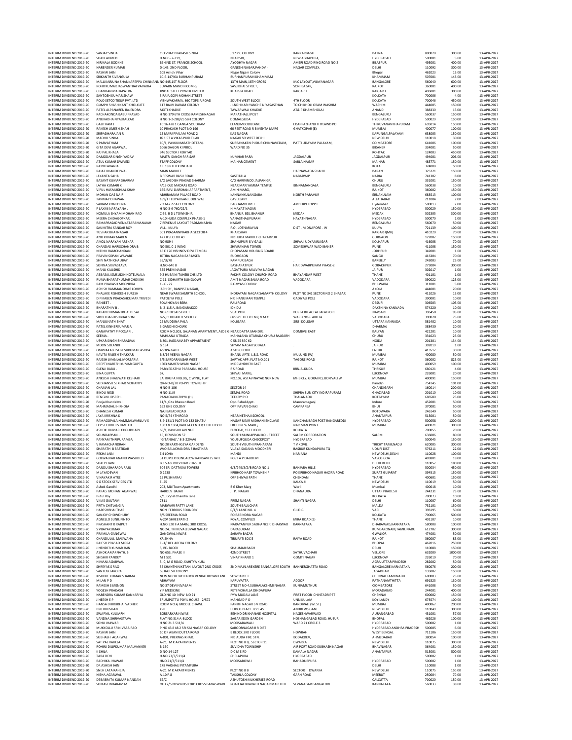| | | | | | | | | |
|---|---|---|---|---|---|---|---|---|
| INTERIM DIVIDEND 2019-20 | SANJAY SINHA | C O VIJAY PRAKASH SINHA | J 17 P C COLONY | KANKARBAGH | PATNA | 800020 | 300.00 | 13-APR-2027 |
| INTERIM DIVIDEND 2019-20 | SHAIK AHMED | H.NO.5-7-219, | NEAR SBI, | NEW AGHAPURA, | HYDERABAD | 500001 | 5.00 | 13-APR-2027 |
| INTERIM DIVIDEND 2019-20 | NIRMALA BODKHE | BEHIND ST. FRANCIS SCHOOL | AYODHYA NAGAR | AMERI ROAD RING ROAD NO 2 | BILASPUR | 495001 | 400.00 | 13-APR-2027 |
| INTERIM DIVIDEND 2019-20 | NARENDER KUMAR | D-145, 2ND FLOOR, | GANESH NAGAR,PANDV - | NAGAR COMPLEX, | DELHI | 110092 | 300.00 | 13-APR-2027 |
| INTERIM DIVIDEND 2019-20 | RASHMI JAIN | 108 Ashok Vihar | Nagar Nigam Colony | | Bhopal | 462023 | 15.00 | 13-APR-2027 |
| INTERIM DIVIDEND 2019-20 | SRIKANTH SIVANGULA | 10-6-147/6A BURHANPURAM | BURHANPURAM KHAMMAM | | KHAMMAM | 507001 | 143.00 | 13-APR-2027 |
| INTERIM DIVIDEND 2019-20 | MALLIKARJUNA SHANKAREPPA CHINNANN | NO 445,1ST FLOOR | 13TH MAIN,18TH CROSS | M.C LAYOUT,VIJAYANAGAR | BANGALORE | 560040 | 600.00 | 13-APR-2027 |
| INTERIM DIVIDEND 2019-20 | ROHITKUMAR JASWANTRAI VAVADIA | SUVARN MANDIR COM-5, | SAVJIBHAI STREET, | SONI BAZAR, | RAJKOT | 360001 | 400.00 | 13-APR-2027 |
| INTERIM DIVIDEND 2019-20 | CHANDAN MAHAPATRA | JINDAL STEEL POWER LIMITED | KHARSIA ROAD | RAIGARH | RAIGARH | 496001 | 300.00 | 13-APR-2027 |
| INTERIM DIVIDEND 2019-20 | SANTOSH KUMAR SHAW | 3 RAJA GOPI MOHAN STREET | | | KOLKATA | 700006 | 4.00 | 13-APR-2027 |
| INTERIM DIVIDEND 2019-20 | POLO SETCO TIEUP PVT. LTD | VISHWAKARMA, 86C TOPSIA ROAD | SOUTH WEST BLOCK | 4TH FLOOR | KOLKATA | 700046 | 450.00 | 13-APR-2027 |
| INTERIM DIVIDEND 2019-20 | GUMPH SHASHIKANT KHOLKUTE | 117 RAJIV DARAM COLONY | JILNDHIKARI YANCHE NIYASASTHAN | TO CHIKHOLI GRAM WASHIM | WASHIM | 444005 | 150.00 | 13-APR-2027 |
| INTERIM DIVIDEND 2019-20 | PATEL ALPANABEN RAJENDRA | MOTI KHADKE | TAWARWALI KHADKE | AT& P KHAMBHOLAJ | ANAND | 388330 | 15.00 | 13-APR-2027 |
| INTERIM DIVIDEND 2019-20 | RACHAKONDA BABU PRASAD | H NO 179 6TH CROSS RAMESHNAGAR | MARATHALLI POST | | BENGALURU | 560037 | 150.00 | 13-APR-2027 |
| INTERIM DIVIDEND 2019-20 | ANURADHA NYALKALKAR | H NO 1-2-288/25 SBH COLONY | DOMALGUDA | | HYDERABAD | 500029 | 150.00 | 13-APR-2027 |
| INTERIM DIVIDEND 2019-20 | GAUTHAM J | TC 16 428 1 GANGA SOUDHAM | ELANJIMOODULANE | EDAPPAZHANJI THYLAWD PO | THIRUVANANTHAPURAM | 695014 | 150.00 | 13-APR-2027 |
| INTERIM DIVIDEND 2019-20 | RAKESH UMESH SHAH | 10 PRAKASH PLOT NO 196 | 60 FEET ROAD R B MEHTA MARG | GHATKOPAR (E) | MUMBAI | 400077 | 100.00 | 13-APR-2027 |
| INTERIM DIVIDEND 2019-20 | SRIPADHARAJAN R | 15 MARAPPALAM ROAD 2 | KAS NAGAR | | KARUNGALPALAYAM | 638003 | 150.00 | 13-APR-2027 |
| INTERIM DIVIDEND 2019-20 | MADHU SINHA | JG 1 57 A VIKAS PURI TILAK | NAGAR SO WEST DELHI | | NEW DELHI | 110018 | 30.00 | 13-APR-2027 |
| INTERIM DIVIDEND 2019-20 | S PARVATHAM | 10/1, PAKKUMARATHOTTAM, | SUBBANAKEN PUDUR CHINNAVEDAM, | PATTI UDAYAM PALAYAM, | COIMBATORE | 641006 | 100.00 | 13-APR-2027 |
| INTERIM DIVIDEND 2019-20 | GITA DEVI AGARWAL | 1066 DAGON KI PIROL | WARD NO 35 | | BIKANER | 334001 | 50.00 | 13-APR-2027 |
| INTERIM DIVIDEND 2019-20 | RAJ PAL KHASA | 946 SECTOR I ROHTAK | | | ROHTAK | 124003 | 450.00 | 13-APR-2027 |
| INTERIM DIVIDEND 2019-20 | DAMODAR SINGH YADAV | MAITRI SANGH PARISAR | KUMHAR PARA | JAGDALPUR | JAGDALPUR | 494001 | 206.00 | 13-APR-2027 |
| INTERIM DIVIDEND 2019-20 | ATUL KUMAR DWIVEDI | STAFF COLONY | MAIHAR CEMENT | SARLA NAGAR | MAIHAR | 485771 | 150.00 | 13-APR-2027 |
| INTERIM DIVIDEND 2019-20 | RAJNI LAVANIA | 1 E 18 R H B KUNHADI | | | KOTA | 324008 | 50.00 | 13-APR-2027 |
| INTERIM DIVIDEND 2019-20 | RAJAT KHANDELWAL | MAIN MARKET | | HARNAWADA SHAHJI | BARAN | 325221 | 150.00 | 13-APR-2027 |
| INTERIM DIVIDEND 2019-20 | JAYANTA SAHA | BIRESWAR BASU ROAD | SASTITALA | NABADWIP | NADIA | 741302 | 8.00 | 13-APR-2027 |
| INTERIM DIVIDEND 2019-20 | BASANT KUMAR SHARMA | S/O JAGDISH PRASAD SHARMA | C/O HARIVINOD JALPAN GR | | CHURU | 331001 | 150.00 | 13-APR-2027 |
| INTERIM DIVIDEND 2019-20 | LATHA KUMARI K . | 4/13 OLD MADRAS ROAD | NEAR MARIYAMMA TEMPLE | BINNAMANGALA | BENGALURU | 560038 | 10.00 | 13-APR-2027 |
| INTERIM DIVIDEND 2019-20 | VIPUL HASMUKHLAL SHAH | 165-RAVI DARSHAN APPARTMENT, | AMIN MARG, | | RAJKOT | 360002 | 150.00 | 13-APR-2027 |
| INTERIM DIVIDEND 2019-20 | MOHAN DAS NAIR | ABHIRAMAM PALACE ROAD | KANNANKULANGARA | NORTH PARAVUR | ERNAKULAM | 683513 | 100.00 | 13-APR-2027 |
| INTERIM DIVIDEND 2019-20 | TANMAY DHAWAN | 189/1 TELIYARGANJ JODHWAL | CAVELLARY | | ALLAHABAD | 211004 | 7.00 | 13-APR-2027 |
| INTERIM DIVIDEND 2019-20 | SAIRAM KONEDENA | 2 2 647 27 A CECOLONY | BAGHAMBERPET | AMBERPETOPP E | Hyderabad | 500013 | 2.00 | 13-APR-2027 |
| INTERIM DIVIDEND 2019-20 | P LAXMI NARAYANA . | H NO 3-6-760/22/1 | HIMAYAT NAGAR | | HYDERABAD | 500029 | 150.00 | 13-APR-2027 |
| INTERIM DIVIDEND 2019-20 | NOMULA SHYAM MOHAN RAO | C-55, B D L TOWNSHIP, | BHANUR, BDL BHANUR | . | MEDAK | 502305 | 300.00 | 13-APR-2027 |
| INTERIM DIVIDEND 2019-20 | MEERA CHIDAGOPKAR . | A-10 HUDA COMPLEX PHASE-1 | VANASTHALIPURAM | HAYATHNAGAR | HYDERABAD | 500070 | 1.00 | 13-APR-2027 |
| INTERIM DIVIDEND 2019-20 | RAMAPRASAD VENKATARAMANAIAH | 7 REVENUE LAYOUT PADMANABHA | NAGAR | | BENGALURU | 560070 | 50.00 | 13-APR-2027 |
| INTERIM DIVIDEND 2019-20 | SAUMITRA SANKAR ROY | VILL - KULYA | P.O - JOTNARAYAN | DIST - MIDNAPORE - W | KULYA | 721139 | 100.00 | 13-APR-2027 |
| INTERIM DIVIDEND 2019-20 | TUSHAR BHATNAGAR | 501 PRASANNPRABHA SECTOR 4 | KHARGHAR | | RAIGARH(MH) | 410220 | 70.00 | 13-APR-2027 |
| INTERIM DIVIDEND 2019-20 | ANIL KUMAR MAKEN | 427 B SECTOR 40 | NR HUDA MARKET CHAKARPUR | | GURGAON | 122002 | 150.00 | 13-APR-2027 |
| INTERIM DIVIDEND 2019-20 | AMOL NARAYAN AREKAR | NO 989-I | SHAHUPURI B Y GALLI | SHIVAJI UDYAMNAGAR | KOLHAPUR | 416008 | 70.00 | 13-APR-2027 |
| INTERIM DIVIDEND 2019-20 | CHANDAK HARISCHANDRA B | NO 501 C-1 WING | SHIVRANJAN TOWER | SOMESHWAR WADI BANER | PUNE | 411008 | 150.00 | 13-APR-2027 |
| INTERIM DIVIDEND 2019-20 | NITIN K RAMCHANDANI | 18 E 170 VISHNOV DEVI TEMPAL | CHOPASANI HOUSING BOARD | | JODHPUR | 342001 | 1.00 | 13-APR-2027 |
| INTERIM DIVIDEND 2019-20 | PRAVIN SOPAN WAVARE | JOTIBA NAGAR NEAR MSEB | BUDHGAON | | SANGLI | 416304 | 70.00 | 13-APR-2027 |
| INTERIM DIVIDEND 2019-20 | SHIV NATH CHAUBAY | 35/U/78 | RAMPUR BAGH | . | BAREILLY | 243003 | 25.00 | 13-APR-2027 |
| INTERIM DIVIDEND 2019-20 | SONIYA SRIVASTAVA | H.NO-640 B | BASHARATPUR | HARIDWARPURAM PHASE-2 | GORAKHPUR | 273004 | 300.00 | 13-APR-2027 |
| INTERIM DIVIDEND 2019-20 | MANU KAUSHIK | 355 PREM NAGAR | JAGATPURA MALVIYA NAGAR | | JAIPUR | 302017 | 1.00 | 13-APR-2027 |
| INTERIM DIVIDEND 2019-20 | ABBASALI SMSUDIN HOTELWALA | 9 2 HUSAINI TAHERI CHS LTD | FAKHRI COLONY CHURCH ROAD | BHAYANDAR WEST | THANE | 401101 | 1.00 | 13-APR-2027 |
| INTERIM DIVIDEND 2019-20 | RUMA BHARATKUMAR CHOKSHI | C-11, SIDHARTH BUNGLOWS | AMIT NAGAR SAMA ROAD | VADODARA | VADODARA | 390022 | 125.00 | 13-APR-2027 |
| INTERIM DIVIDEND 2019-20 | RAM PRAKASH MOONDRA | 1 - C - 22 | R.C.VYAS COLONY | | BHILWARA | 311001 | 5.00 | 13-APR-2027 |
| INTERIM DIVIDEND 2019-20 | ASHISH RAMMANOHAR LOHIYA | 'ASHISH', RANPISE NAGAR, | | | AKOLA | 444001 | 20.00 | 13-APR-2027 |
| INTERIM DIVIDEND 2019-20 | PHALAKE RISHIKESH SURESH | NEAR SWAMI SAMRTH SCHOOL | INDRAYANI NAGAR SAMARTH COLONY | PLOT NO 341 SECTOR NO 2 BHASAR | PUNE | 411026 | 15.00 | 13-APR-2027 |
| INTERIM DIVIDEND 2019-20 | DIPIKABEN PRAKASHKUMAR TRIVEDI | PATOLIYA POLE | NR. HANUMAN TEMPLE | GADIYALI POLE | VADODARA | 390001 | 10.00 | 13-APR-2027 |
| INTERIM DIVIDEND 2019-20 | RANJEET . | SOLANKIYAN BERA | PALI ROAD | | DESURI | 306503 | 105.00 | 13-APR-2027 |
| INTERIM DIVIDEND 2019-20 | BHARATHI V B . | B, 2-115 A, BANGARAKODI | IDKIDU | | DAKSHINA KANNADA | 574220 | 10.00 | 13-APR-2027 |
| INTERIM DIVIDEND 2019-20 | KARAN DHIMANTBHAI DESAI | NO 61 DESAI STREET | VIJALPORE | POST-ERU ACTAL JALALPORE | NAVSARI | 396450 | 95.00 | 13-APR-2027 |
| INTERIM DIVIDEND 2019-20 | SIDDHI JAGDISHBHAI SONI | G-5, CHITRAKUT SOCIETY | OPP-P.F.OFFICE NR, V.M.C | WARD NO-6 AKOTA | VADODARA | 390020 | 75.00 | 13-APR-2027 |
| INTERIM DIVIDEND 2019-20 | MANJUNATH BHAT . | 26 MUDDINA PALA | KOLIGARA | SIRSI KOLIGAR | UTTARA KANNADA | 581402 | 10.00 | 13-APR-2027 |
| INTERIM DIVIDEND 2019-20 | PATEL KINNERKUMAR A | 3,GANDHI CHOWK | | | DHARMAJ | 388430 | 20.00 | 13-APR-2027 |
| INTERIM DIVIDEND 2019-20 | GANAPATHY P POOJARI . | ROOM NO.303, GAJANAN APARTMENT, AZDE G | NEAR DATTA MANDIR, | DOMBVLI EAST | KALYAN | 421201 | 10.00 | 13-APR-2027 |
| INTERIM DIVIDEND 2019-20 | SEEMA . | MAHLANA UTRADA | MAHALANA UTARADA CHURU RAJGARH | . | CHURU | 331023 | 25.00 | 13-APR-2027 |
| INTERIM DIVIDEND 2019-20 | UPKAR SINGH BHARADVAJ | B 301 JAGDAMABEY APPARTMENT | C 58 25 SEC 62 | | NOIDA | 201301 | 134.00 | 13-APR-2027 |
| INTERIM DIVIDEND 2019-20 | MOON SOLANKI | G 134 | SHYAM NAGAR SODALA | | JAIPUR | 302019 | 1.00 | 13-APR-2027 |
| INTERIM DIVIDEND 2019-20 | OMPRAKASH SURESHKUMAR ASOPA | ASOPA GALLI | AZAD CHOUK | | LATUR | 413512 | 30.00 | 13-APR-2027 |
| INTERIM DIVIDEND 2019-20 | KAVITA RAJESH THAKKAR | B 8/16 VEENA NAGAR | BHANU APTS L.B.S. ROAD | MULUND (W) | MUMBAI | 400080 | 50.00 | 13-APR-2027 |
| INTERIM DIVIDEND 2019-20 | RAJESH JIVANLAL MORZARIA | 3/5 SARDARNAGAR WEST | SAPTAK APP. FLAT NO.201 | TAGORE ROAD | RAJKOT | 360002 | 825.00 | 13-APR-2027 |
| INTERIM DIVIDEND 2019-20 | DEEPTI NARESH KUMAR GUPTA | I 503 MAHESHWARI NAGAR | MIDC ANDHERI EAST | | MUMBAI | 400059 | 100.00 | 13-APR-2027 |
| INTERIM DIVIDEND 2019-20 | GLENJI BABU . | PARIYEDATHU PARAMBIL HOUSE | R S ROAD | IRINJALKUDA | THRISUR | 680121 | 4.00 | 13-APR-2027 |
| INTERIM DIVIDEND 2019-20 | BINA GUPTA | 67, | SHIVAJI MARG, | | LUCKNOW | 226001 | 20.00 | 13-APR-2027 |
| INTERIM DIVIDEND 2019-20 | ANKUSH BHAGWATI KESHARI | SAI KRUPA N BLDG, C WING, FLAT | NO.102, ASTAVINAYAK NGR NEW | MHB CLY, GORAI RD, BORIVALI W | MUMBAI | 400091 | 150.00 | 13-APR-2027 |
| INTERIM DIVIDEND 2019-20 | SUDHANSU SEKHAR MOHANTY | QR-NO-B/30 PO-PPL TOWNSHIP | | | Paradip | 754145 | 101.00 | 13-APR-2027 |
| INTERIM DIVIDEND 2019-20 | CHAMAN LAL | H NO B-186 | SECTOR 14 | | CHANDIGARH | 160014 | 200.00 | 13-APR-2027 |
| INTERIM DIVIDEND 2019-20 | BINDU NEGI | H NO 11/9 | SEMAL ROAD | SHIPRA SUN CITY INDIRAPURAM | GHAZIABAD | 201010 | 10.00 | 13-APR-2027 |
| INTERIM DIVIDEND 2019-20 | RENGINI JOSEPH . | PANACKAKUZHIYIL (H) | TEEKOY P.O | THALANADU | KOTTAYAM | 686580 | 25.00 | 13-APR-2027 |
| INTERIM DIVIDEND 2019-20 | Pooja Khandelwal | 11/4 ,Gita Bhawan Road | Opp.Rahul Appt. | Manoramaganj | Indore | 452001 | 50.00 | 13-APR-2027 |
| INTERIM DIVIDEND 2019-20 | MAHMADALI H KHOJA | 162 GHB COLONY | OPP PAVAN CHAKI | CAMPAREA | BHUJ | 370001 | 50.00 | 13-APR-2027 |
| INTERIM DIVIDEND 2019-20 | DHANESH KUMAR | NAJIBABAD ROAD | | | KOTDWARA | 246149 | 50.00 | 13-APR-2027 |
| INTERIM DIVIDEND 2019-20 | JAYA KRISHNA K | NO 5/74 4TH ROAD | NEAR NETHAJI SCHOOL | | ANANTAPUR | 515001 | 50.00 | 13-APR-2027 |
| INTERIM DIVIDEND 2019-20 | RAMAGOPALA NAMMALWARLU V S | 8-9-131/1 PLOT NO 132 DHATU | NAGAR NEAR MIDHANI ENCLAVE | KANCHANBAGH POST RANGAREDDI | HYDERABAD | 500058 | 1200.00 | 13-APR-2027 |
| INTERIM DIVIDEND 2019-20 | LKP SECURITIES LIMITED | 1303 & 1304,RAHEJA CENTER,13TH FLOOR | FREE PRESS MARG, | NARIMAN POINT | MUMBAI | 400021 | 300.00 | 13-APR-2027 |
| INTERIM DIVIDEND 2019-20 | ASHOK KUMAR CHOUDHARY | 68/1, BANGUR AVENUE | BLOCK-D, 1ST FLOOR | KOLKATA | | 700055 | 20.00 | 13-APR-2027 |
| INTERIM DIVIDEND 2019-20 | SOUNDAPPAN. J | 15, DEVISSION 57 | SOUTH MUNIAPPAN KOIL STREET | SALEM CORPORATION | SALEM | 636006 | 80.00 | 13-APR-2027 |
| INTERIM DIVIDEND 2019-20 | PANYAM THRIPURAMBA | ''GITANJALI',' 8-3-229/A6 | YOUSUFGUDA CHECKPOST | HYDERABAD | | 500045 | 150.00 | 13-APR-2027 |
| INTERIM DIVIDEND 2019-20 | V RAMACHANDRAN | NO 20 KARTHIGEYA GARDENS | SOUTH VIBUTHI PRAHARAM | T V KOVIL | TRICHY TAMILNADU | 620005 | 300.00 | 13-APR-2027 |
| INTERIM DIVIDEND 2019-20 | SHARATH B BASTIKAR | W/O BALACHANDRA S BASTIKAR | VIJAYA SADANA MOODKERI | BASRUR KUNDAPURA TQ | UDUPI DIST | 576211 | 22.00 | 13-APR-2027 |
| INTERIM DIVIDEND 2019-20 | REKHA JAIN | Z 4 LOHA | MANDI | NARIANA | NEW DELHI,DELHI | 110028 | 100.00 | 13-APR-2027 |
| INTERIM DIVIDEND 2019-20 | GOLWALKAR ANAND WASUDEO | 31 DUPLEX BUNGALOW RANGAVI ESTATE | POST A P DABOLIM | | VASCO GOA | 403801 | 18.00 | 13-APR-2027 |
| INTERIM DIVIDEND 2019-20 | SHALLY JAIN | B 3 5 ASHOK VIHAR PHASE II | | | DELHI DELHI | 110052 | 180.00 | 13-APR-2027 |
| INTERIM DIVIDEND 2019-20 | DANDU SHARADA RAJU | 304 SRI DATTASAI TOWERS | 6/3/249/3/2/B ROAD NO 1 | BANJARA HILLS | HYDERABAD | 500034 | 450.00 | 13-APR-2027 |
| INTERIM DIVIDEND 2019-20 | M JAYADEVAN | D 2238 | KRIBHCO HAEP TOWNSHIP | PO KRIBHCO NAGAR HAZIRA ROAD | SURAT GUJARAT | 394515 | 150.00 | 13-APR-2027 |
| INTERIM DIVIDEND 2019-20 | VINAYAK R ATRE | 15 PUSHKARAJ | OFF SHIVAJI PATH | CHENDANI | THANE | 400601 | 150.00 | 13-APR-2027 |
| INTERIM DIVIDEND 2019-20 | S G STOCK SERVICES LTD | E -25 | | KALKA JI | NEW DELHI | 110019 | 50.00 | 13-APR-2027 |
| INTERIM DIVIDEND 2019-20 | Ashok Gandhi | 203, Mid Town Apartments | B G Kher Marg | Worli | Mumbai | 400018 | 10.00 | 13-APR-2027 |
| INTERIM DIVIDEND 2019-20 | PARAG MOHAN AGARWAL | HARDEV BAJAR | J. P. NAGAR | DHANAURA | UTTAR PRADESH | 244231 | 73.00 | 13-APR-2027 |
| INTERIM DIVIDEND 2019-20 | Putul Roy | 2/1, Gopal Chandra Lane | | | KOLKATA | 700073 | 10.00 | 13-APR-2027 |
| INTERIM DIVIDEND 2019-20 | VIKAS GAUTAM | 7311 | PREM NAGAR | SHAKTI NAGAR | DELHI | 110007 | 60.00 | 13-APR-2027 |
| INTERIM DIVIDEND 2019-20 | PRITA CHITLANGIA | MARWARI PATTY LANE | SOUTH BALUCHAR | | MALDA | 732101 | 150.00 | 13-APR-2027 |
| INTERIM DIVIDEND 2019-20 | HARESHBHAI THAR | NON FERROUS FOUNDRY | C/1/L LANE NO. 4 | G.I.D.C. | VAPI. | 396195 | 50.00 | 13-APR-2027 |
| INTERIM DIVIDEND 2019-20 | SANJOY CHOWDHURY | 8/5 SREEMA ROAD | PO RABINDRA NAGAR | | KOLKATA | 700065 | 500.00 | 13-APR-2027 |
| INTERIM DIVIDEND 2019-20 | AGNELLO SUNIL PINTO | A-204 SHREEPATI-2 | ROYAL COMPLEX | MIRA ROAD (E) | THANE | 401107 | 10.00 | 13-APR-2027 |
| INTERIM DIVIDEND 2019-20 | PRASHANT B RAJPUT | H.NO 320 II A MAIN, 3RD CROSS, | NARAYANPUR SADHANKERI DHARWAD | KARNATAKA | DHARAWAD,KARNATAKA | 580008 | 100.00 | 13-APR-2027 |
| INTERIM DIVIDEND 2019-20 | S VIJAYAKUMAR | NO 24 , THIRUVALLUVAR NAGAR | DARASURAM | | KUMBAKONAM,TAMIL NADU | 612702 | 300.00 | 13-APR-2027 |
| INTERIM DIVIDEND 2019-20 | PRAMILA GANGWAL | GANGWAL NIWAS | SARAFA BAZAR | | GWALIOR | 474001 | 50.00 | 13-APR-2027 |
| INTERIM DIVIDEND 2019-20 | CHANDULAL MAKWANA | KRISHNA | TIRUPATI SOC 5 | RAIYA ROAD | RAJKOT | 360007 | 85.00 | 13-APR-2027 |
| INTERIM DIVIDEND 2019-20 | RAJESH PRASAD MISRA | E -1/ 183 ARERA COLONY | | | BHOPAL | 462016 | 250.00 | 13-APR-2027 |
| INTERIM DIVIDEND 2019-20 | JINENDER KUMAR JAIN | 5, BE- BLOCK | SHALIMAR BAGH | | DELHI | 110088 | 150.00 | 13-APR-2027 |
| INTERIM DIVIDEND 2019-20 | ASHOK AMARNATH. S | NO 653, PHASE II | 42ND STREET | SATHUVACHARI | VELLORE | 632009 | 1000.00 | 13-APR-2027 |
| INTERIM DIVIDEND 2019-20 | SHISHIR PANDEY | M 1 531 | VINAY KHAND 1 | GOMTI NAGAR | LUCKNOW | 226010 | 70.00 | 13-APR-2027 |
| INTERIM DIVIDEND 2019-20 | HIMANI AGARWAL | 5- C, M G ROAD, SAHITYA KUNJ | | | AGRA UTTAR PRADESH | 282002 | 50.00 | 13-APR-2027 |
| INTERIM DIVIDEND 2019-20 | SHREYAS S RAO | 36 SHANTHINIKETAN LAYOUT 2ND CROSS | 2ND MAIN AREKERE BANGALORE SOUTH | BANNERGHATTA ROAD | BANGALORE KARNATAKA | 560076 | 200.00 | 13-APR-2027 |
| INTERIM DIVIDEND 2019-20 | SANTOSH ARORA | 68 RAJESH COLONY | | | JAGADHARI | 135002 | 150.00 | 13-APR-2027 |
| INTERIM DIVIDEND 2019-20 | KISHORE KUMAR SHARMA | NEW NO 18 3RD FLOOR VENKATROYAN LANE | SOWCARPET | | CHENNAI TAMILNADU | 600003 | 25.00 | 13-APR-2027 |
| INTERIM DIVIDEND 2019-20 | MILAN P D | ABHAYAM | KARUVATTA | ADOOR | PATHANAMTHITTA | 691523 | 130.00 | 13-APR-2027 |
| INTERIM DIVIDEND 2019-20 | RAMESH S MENON | NO 37 DEVI NIVASAM | STREET NO 4,SUBHALAKSHMI NAGAR | KUNIAMUTHUR | COIMBATORE | 641008 | 50.00 | 13-APR-2027 |
| INTERIM DIVIDEND 2019-20 | YOGESH PRAKASH | Y P MEDICINE | RETI MOHALLA DINDAPURA | | MORADABAD | 244001 | 400.00 | 13-APR-2027 |
| INTERIM DIVIDEND 2019-20 | NARENDRA KUMAR KANKARIYA | OLD NO 10 NEW NO 21 | IYYA MUDALI LANE | FIRST FLOOR CHINTADRIPET | CHENNAI | 600002 | 150.00 | 13-APR-2027 |
| INTERIM DIVIDEND 2019-20 | JINEESH E P | ERUMPOTTU POYIL HOUSE 2/572 | MANGAD P O | UNNIKULAM | KOYILANDY | 673574 | 100.00 | 13-APR-2027 |
| INTERIM DIVIDEND 2019-20 | HANSA DHIRUBHAI VADHER | ROOM NO.4, MIDDLE CHAWL | PARIKH NAGAR S V ROAD | KANDIVALI (WEST) | MUMBAI | 400067 | 200.00 | 13-APR-2027 |
| INTERIM DIVIDEND 2019-20 | BRIJ BHUSHAN | X-II | HUDCO PLACE TYPE 4S | ANDREWS GANJ | NEW DELHI | 110049 | 300.00 | 13-APR-2027 |
| INTERIM DIVIDEND 2019-20 | SWAPNIL KULKARNI | BORSARKAR NIWAS | BEHIND DR KHANAIE HOSPITAL | NAGESHWARWADI | AURANGABAD | 431001 | 57.00 | 13-APR-2027 |
| INTERIM DIVIDEND 2019-20 | VANDNA SHRIVASTAVA | FLAT NO.314 A-BLOCK | SAGAR EDEN GARDEN | HOSHANGABAD ROAD, HUZUR | BHOPAL | 462026 | 100.00 | 13-APR-2027 |
| INTERIM DIVIDEND 2019-20 | SONU JHAWAR | H NO 21 3 511/4 | MOOSABAWALI | WARD 21 CIRCLE 3 | HYDERABAD | 500002 | 1.00 | 13-APR-2027 |
| INTERIM DIVIDEND 2019-20 | MUKKOLLU SRINIVASA RAO | P NO 43 8 48 2 SRI SAI NAGAR COLONY | SAROORNAGAR R R DIST | | HYDERABAD ANDHRA PRADESH | 500005 | 6.00 | 13-APR-2027 |
| INTERIM DIVIDEND 2019-20 | RASHMI JAIN | 10 DR ABANI DUTTA ROAD | B BLOCK 3RD FLOOR | HOWRAH | WEST BENGAL | 711106 | 150.00 | 13-APR-2027 |
| INTERIM DIVIDEND 2019-20 | SUBHASH AGARWAL | A-801, PRERNASIKHAR, | NR. AUDA FIRE STN. | BODAKDEV, | AHMEDABAD | 380054 | 100.00 | 13-APR-2027 |
| INTERIM DIVIDEND 2019-20 | SAT PAL RAHEJA | A-21, M K APARTMENTS | PLOT NO 8 B, SECTOR 11 | DWARKA | NEW DELHI | 110075 | 300.00 | 13-APR-2027 |
| INTERIM DIVIDEND 2019-20 | ROHINI DILIPKUMAR MALVANKER | B-160 | SUVIDHA TOWNSHIP | AIR PORT ROAD SUBHASH NAGAR | BHAVNAGAR | 364001 | 150.00 | 13-APR-2027 |
| INTERIM DIVIDEND 2019-20 | K SHILA | D NO 14-127 | D C M S RD | KAMALA NAGAR | ANANTAPUR | 515001 | 500.00 | 13-APR-2027 |
| INTERIM DIVIDEND 2019-20 | TARA DEVI | H.NO.23/3/511/4 | CHELAPURA | HYDERABAD | | 500002 | 1.00 | 13-APR-2027 |
| INTERIM DIVIDEND 2019-20 | RADHIKA JHAWAR | HNO 21/3/511/4 | MOOSABOWLI | BAHADURPURA | HYDERABAD | 500002 | 1.00 | 13-APR-2027 |
| INTERIM DIVIDEND 2019-20 | DR ASHISH JAIN | 178 VAISHALI PITAMPURA | | | DELHI | 110088 | 1.00 | 13-APR-2027 |
| INTERIM DIVIDEND 2019-20 | SNEH LATA RAHEJA | A-21 M K APARTMENTS | PLOT NO 8 B | SECTOR II DWARKA | NEW DELHI | 110075 | 150.00 | 13-APR-2027 |
| INTERIM DIVIDEND 2019-20 | NISHA AGARWAL | A-10 F-8 | TAKSHILA COLONY | GARH ROAD | MEERUT | 250004 | 70.00 | 13-APR-2027 |
| INTERIM DIVIDEND 2019-20 | DEBABRATA KUMAR NANDAN | 62/C | ASHUTOSH MUKHERJEE ROAD | | CALCUTTA | 700020 | 150.00 | 13-APR-2027 |
| INTERIM DIVIDEND 2019-20 | SOMASUNDARAM M | OLD 7/5 NEW NO50 3RD CROSS BANASWADI | ROAD JAI BHARATH NAGAR MARUTHI | SEVANAGAR BANGALORE | KARNATAKA | 560033 | 38.00 | 13-APR-2027 |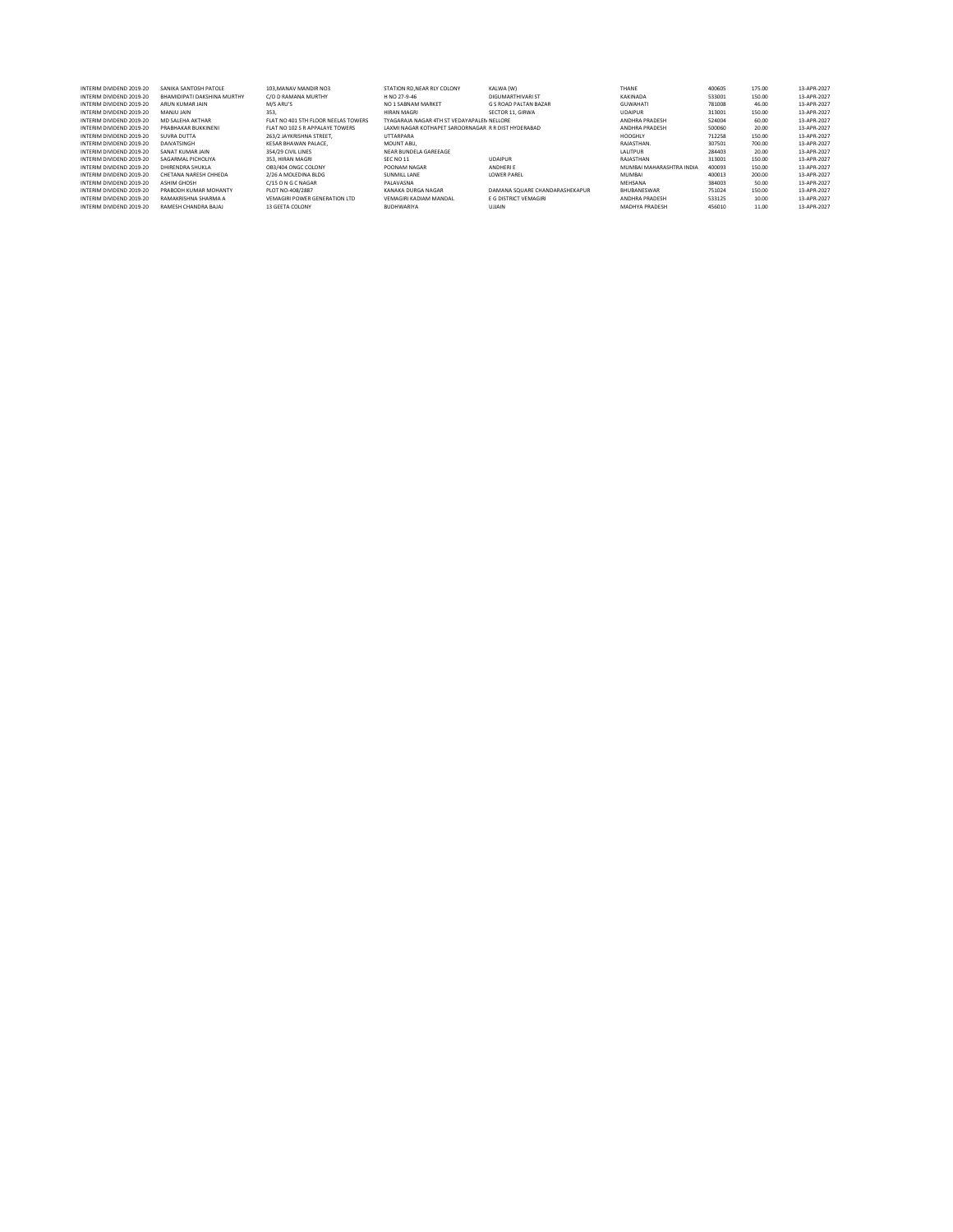| | | | | | | | | | |
|---|---|---|---|---|---|---|---|---|---|
| INTERIM DIVIDEND 2019-20 | SANIKA SANTOSH PATOLE | 103,MANAV MANDIR NO3 | STATION RD,NEAR RLY COLONY | KALWA (W) | THANE | 400605 | 175.00 | 13-APR-2027 |
| INTERIM DIVIDEND 2019-20 | BHAMIDIPATI DAKSHINA MURTHY | C/O D RAMANA MURTHY | H NO 27-9-46 | DIGUMARTHIVARI ST | KAKINADA | 533001 | 150.00 | 13-APR-2027 |
| INTERIM DIVIDEND 2019-20 | ARUN KUMAR JAIN | M/S ARU'S | NO 1 SABNAM MARKET | G S ROAD PALTAN BAZAR | GUWAHATI | 781008 | 46.00 | 13-APR-2027 |
| INTERIM DIVIDEND 2019-20 | MANJU JAIN | 353, | HIRAN MAGRI | SECTOR 11, GIRWA | UDAIPUR | 313001 | 150.00 | 13-APR-2027 |
| INTERIM DIVIDEND 2019-20 | MD SALEHA AKTHAR | FLAT NO 401 5TH FLOOR NEELAS TOWERS | TYAGARAJA NAGAR 4TH ST VEDAYAPALEN NELLORE | | ANDHRA PRADESH | 524004 | 60.00 | 13-APR-2027 |
| INTERIM DIVIDEND 2019-20 | PRABHAKAR BUKKINENI | FLAT NO 102 S R APPALAYE TOWERS | LAXMI NAGAR KOTHAPET SAROORNAGAR R R DIST HYDERABAD | | ANDHRA PRADESH | 500060 | 20.00 | 13-APR-2027 |
| INTERIM DIVIDEND 2019-20 | SUVRA DUTTA | 263/2 JAYKRISHNA STREET, | UTTARPARA | | HOOGHLY | 712258 | 150.00 | 13-APR-2027 |
| INTERIM DIVIDEND 2019-20 | DAIVATSINGH | KESAR BHAWAN PALACE, | MOUNT ABU, | | RAJASTHAN. | 307501 | 700.00 | 13-APR-2027 |
| INTERIM DIVIDEND 2019-20 | SANAT KUMAR JAIN | 354/29 CIVIL LINES | NEAR BUNDELA GAREEAGE | | LALITPUR | 284403 | 20.00 | 13-APR-2027 |
| INTERIM DIVIDEND 2019-20 | SAGARMAL PICHOLIYA | 353, HIRAN MAGRI | SEC NO 11 | UDAIPUR | RAJASTHAN | 313001 | 150.00 | 13-APR-2027 |
| INTERIM DIVIDEND 2019-20 | DHIRENDRA SHUKLA | OB3/404 ONGC COLONY | POONAM NAGAR | ANDHERI E | MUMBAI MAHARASHTRA INDIA | 400093 | 150.00 | 13-APR-2027 |
| INTERIM DIVIDEND 2019-20 | CHETANA NARESH CHHEDA | 2/26 A MOLEDINA BLDG | SUNMILL LANE | LOWER PAREL | MUMBAI | 400013 | 200.00 | 13-APR-2027 |
| INTERIM DIVIDEND 2019-20 | ASHIM GHOSH | C/15 O N G C NAGAR | PALAVASNA | | MEHSANA | 384003 | 50.00 | 13-APR-2027 |
| INTERIM DIVIDEND 2019-20 | PRABODH KUMAR MOHANTY | PLOT NO-408/2887 | KANAKA DURGA NAGAR | DAMANA SQUARE CHANDARASHEKAPUR | BHUBANESWAR | 751024 | 150.00 | 13-APR-2027 |
| INTERIM DIVIDEND 2019-20 | RAMAKRISHNA SHARMA A | VEMAGIRI POWER GENERATION LTD | VEMAGIRI KADIAM MANDAL | E G DISTRICT VEMAGIRI | ANDHRA PRADESH | 533125 | 10.00 | 13-APR-2027 |
| INTERIM DIVIDEND 2019-20 | RAMESH CHANDRA BAJAJ | 13 GEETA COLONY | BUDHWARIYA | UJJAIN | MADHYA PRADESH | 456010 | 11.00 | 13-APR-2027 |